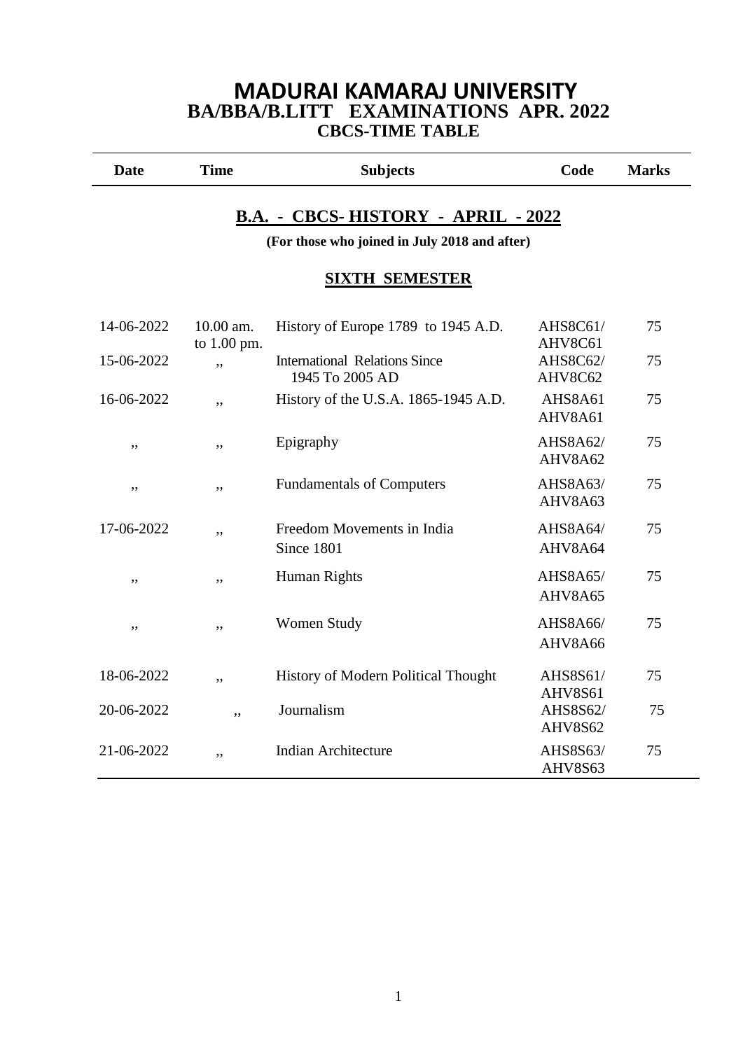# MADURAI KAMARAJ UNIVERSITY

## BA/BBA/B.LITT EXAMINATIONS APR. 2022

### CBCS-TIME TABLE

| Date | Time | Subjects | Code | Marks |
|---|---|---|---|---|

## B.A. - CBCS- HISTORY - APRIL - 2022

**(For those who joined in July 2018 and after)**

### SIXTH SEMESTER

| Date | Time | Subjects | Code | Marks |
|---|---|---|---|---|
| 14-06-2022 | 10.00 am. to 1.00 pm. | History of Europe 1789 to 1945 A.D. | AHS8C61/ AHV8C61 | 75 |
| 15-06-2022 | ,, | International Relations Since 1945 To 2005 AD | AHS8C62/ AHV8C62 | 75 |
| 16-06-2022 | ,, | History of the U.S.A. 1865-1945 A.D. | AHS8A61 AHV8A61 | 75 |
| ,, | ,, | Epigraphy | AHS8A62/ AHV8A62 | 75 |
| ,, | ,, | Fundamentals of Computers | AHS8A63/ AHV8A63 | 75 |
| 17-06-2022 | ,, | Freedom Movements in India Since 1801 | AHS8A64/ AHV8A64 | 75 |
| ,, | ,, | Human Rights | AHS8A65/ AHV8A65 | 75 |
| ,, | ,, | Women Study | AHS8A66/ AHV8A66 | 75 |
| 18-06-2022 | ,, | History of Modern Political Thought | AHS8S61/ AHV8S61 | 75 |
| 20-06-2022 | ,, | Journalism | AHS8S62/ AHV8S62 | 75 |
| 21-06-2022 | ,, | Indian Architecture | AHS8S63/ AHV8S63 | 75 |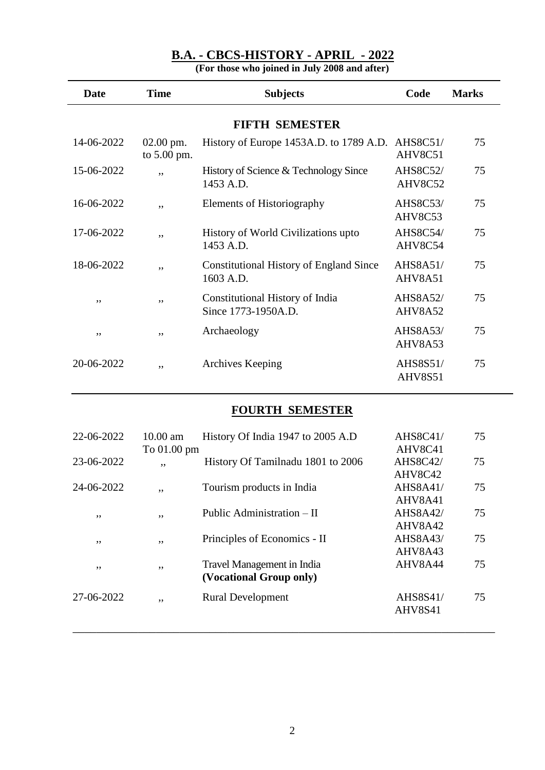## B.A. - CBCS-HISTORY - APRIL - 2022

**(For those who joined in July 2008 and after)**

| Date | Time | Subjects | Code | Marks |
|---|---|---|---|---|
| | | **FIFTH SEMESTER** | | |
| 14-06-2022 | 02.00 pm. to 5.00 pm. | History of Europe 1453A.D. to 1789 A.D. | AHS8C51/ AHV8C51 | 75 |
| 15-06-2022 | ,, | History of Science & Technology Since 1453 A.D. | AHS8C52/ AHV8C52 | 75 |
| 16-06-2022 | ,, | Elements of Historiography | AHS8C53/ AHV8C53 | 75 |
| 17-06-2022 | ,, | History of World Civilizations upto 1453 A.D. | AHS8C54/ AHV8C54 | 75 |
| 18-06-2022 | ,, | Constitutional History of England Since 1603 A.D. | AHS8A51/ AHV8A51 | 75 |
| ,, | ,, | Constitutional History of India Since 1773-1950A.D. | AHS8A52/ AHV8A52 | 75 |
| ,, | ,, | Archaeology | AHS8A53/ AHV8A53 | 75 |
| 20-06-2022 | ,, | Archives Keeping | AHS8S51/ AHV8S51 | 75 |
| | | **FOURTH SEMESTER** | | |
| 22-06-2022 | 10.00 am To 01.00 pm | History Of India 1947 to 2005 A.D | AHS8C41/ AHV8C41 | 75 |
| 23-06-2022 | ,, | History Of Tamilnadu 1801 to 2006 | AHS8C42/ AHV8C42 | 75 |
| 24-06-2022 | ,, | Tourism products in India | AHS8A41/ AHV8A41 | 75 |
| ,, | ,, | Public Administration – II | AHS8A42/ AHV8A42 | 75 |
| ,, | ,, | Principles of Economics - II | AHS8A43/ AHV8A43 | 75 |
| ,, | ,, | Travel Management in India **(Vocational Group only)** | AHV8A44 | 75 |
| 27-06-2022 | ,, | Rural Development | AHS8S41/ AHV8S41 | 75 |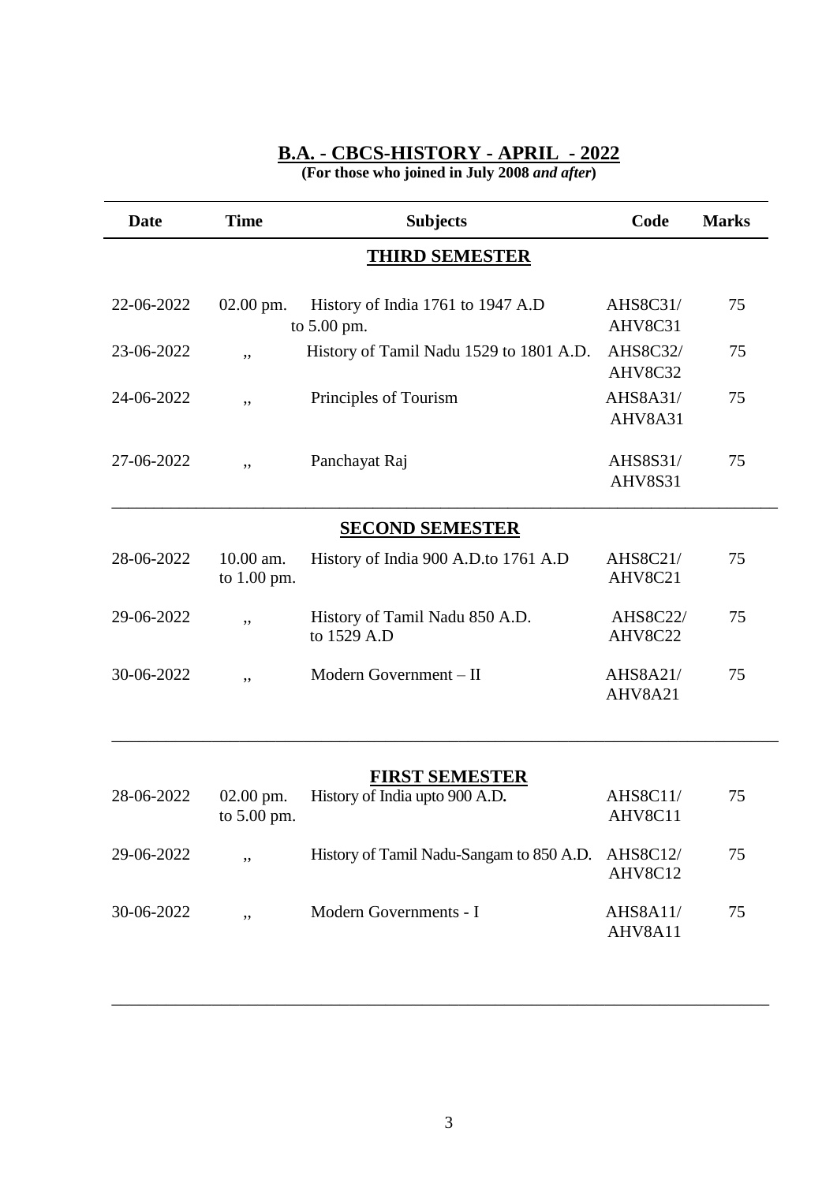# B.A. - CBCS-HISTORY - APRIL - 2022

**(For those who joined in July 2008 *and after*)**

| Date | Time | Subjects | Code | Marks |
|---|---|---|---|---|
| | | **THIRD SEMESTER** | | |
| 22-06-2022 | 02.00 pm. to 5.00 pm. | History of India 1761 to 1947 A.D | AHS8C31/ AHV8C31 | 75 |
| 23-06-2022 | ,, | History of Tamil Nadu 1529 to 1801 A.D. | AHS8C32/ AHV8C32 | 75 |
| 24-06-2022 | ,, | Principles of Tourism | AHS8A31/ AHV8A31 | 75 |
| 27-06-2022 | ,, | Panchayat Raj | AHS8S31/ AHV8S31 | 75 |
| | | **SECOND SEMESTER** | | |
| 28-06-2022 | 10.00 am. to 1.00 pm. | History of India 900 A.D.to 1761 A.D | AHS8C21/ AHV8C21 | 75 |
| 29-06-2022 | ,, | History of Tamil Nadu 850 A.D. to 1529 A.D | AHS8C22/ AHV8C22 | 75 |
| 30-06-2022 | ,, | Modern Government – II | AHS8A21/ AHV8A21 | 75 |
| | | **FIRST SEMESTER** | | |
| 28-06-2022 | 02.00 pm. to 5.00 pm. | History of India upto 900 A.D. | AHS8C11/ AHV8C11 | 75 |
| 29-06-2022 | ,, | History of Tamil Nadu-Sangam to 850 A.D. | AHS8C12/ AHV8C12 | 75 |
| 30-06-2022 | ,, | Modern Governments - I | AHS8A11/ AHV8A11 | 75 |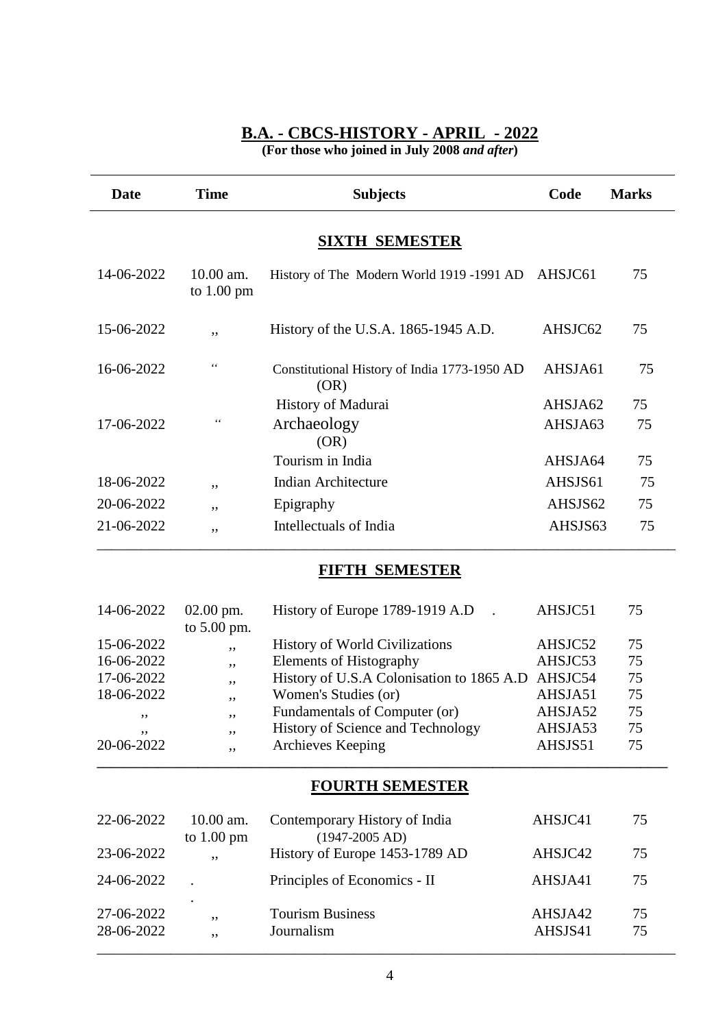## B.A. - CBCS-HISTORY - APRIL - 2022

**(For those who joined in July 2008 *and after*)**

| Date | Time | Subjects | Code | Marks |
|---|---|---|---|---|
| | | **SIXTH SEMESTER** | | |
| 14-06-2022 | 10.00 am. to 1.00 pm | History of The Modern World 1919 -1991 AD | AHSJC61 | 75 |
| 15-06-2022 | ,, | History of the U.S.A. 1865-1945 A.D. | AHSJC62 | 75 |
| 16-06-2022 | ‘‘ | Constitutional History of India 1773-1950 AD (OR) | AHSJA61 | 75 |
| | | History of Madurai | AHSJA62 | 75 |
| 17-06-2022 | ‘‘ | Archaeology (OR) | AHSJA63 | 75 |
| | | Tourism in India | AHSJA64 | 75 |
| 18-06-2022 | ,, | Indian Architecture | AHSJS61 | 75 |
| 20-06-2022 | ,, | Epigraphy | AHSJS62 | 75 |
| 21-06-2022 | ,, | Intellectuals of India | AHSJS63 | 75 |
| | | **FIFTH SEMESTER** | | |
| 14-06-2022 | 02.00 pm. to 5.00 pm. | History of Europe 1789-1919 A.D . | AHSJC51 | 75 |
| 15-06-2022 | ,, | History of World Civilizations | AHSJC52 | 75 |
| 16-06-2022 | ,, | Elements of Histography | AHSJC53 | 75 |
| 17-06-2022 | ,, | History of U.S.A Colonisation to 1865 A.D | AHSJC54 | 75 |
| 18-06-2022 | ,, | Women's Studies (or) | AHSJA51 | 75 |
| ,, | ,, | Fundamentals of Computer (or) | AHSJA52 | 75 |
| ,, | ,, | History of Science and Technology | AHSJA53 | 75 |
| 20-06-2022 | ,, | Archieves Keeping | AHSJS51 | 75 |
| | | **FOURTH SEMESTER** | | |
| 22-06-2022 | 10.00 am. to 1.00 pm | Contemporary History of India (1947-2005 AD) | AHSJC41 | 75 |
| 23-06-2022 | ,, | History of Europe 1453-1789 AD | AHSJC42 | 75 |
| 24-06-2022 | . . | Principles of Economics - II | AHSJA41 | 75 |
| 27-06-2022 | ,, | Tourism Business | AHSJA42 | 75 |
| 28-06-2022 | ,, | Journalism | AHSJS41 | 75 |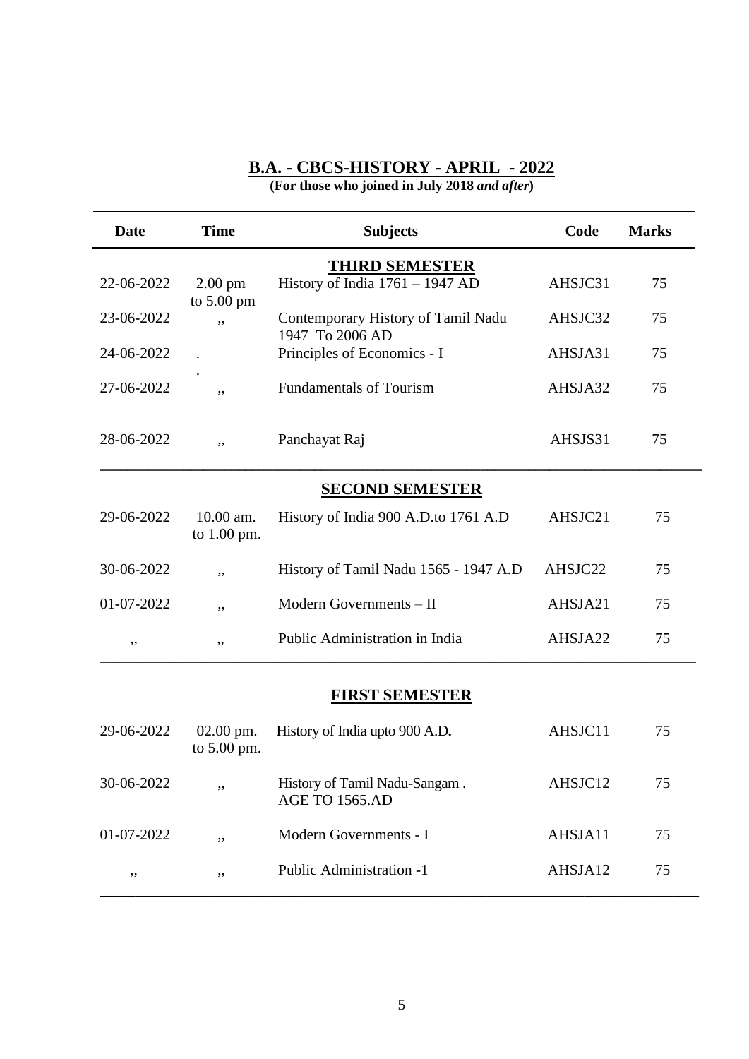## B.A. - CBCS-HISTORY - APRIL - 2022

**(For those who joined in July 2018 *and after*)**

| Date | Time | Subjects | Code | Marks |
|---|---|---|---|---|
| | | **THIRD SEMESTER** | | |
| 22-06-2022 | 2.00 pm to 5.00 pm | History of India 1761 – 1947 AD | AHSJC31 | 75 |
| 23-06-2022 | ,, | Contemporary History of Tamil Nadu 1947 To 2006 AD | AHSJC32 | 75 |
| 24-06-2022 | . . | Principles of Economics - I | AHSJA31 | 75 |
| 27-06-2022 | ,, | Fundamentals of Tourism | AHSJA32 | 75 |
| 28-06-2022 | ,, | Panchayat Raj | AHSJS31 | 75 |
| | | **SECOND SEMESTER** | | |
| 29-06-2022 | 10.00 am. to 1.00 pm. | History of India 900 A.D.to 1761 A.D | AHSJC21 | 75 |
| 30-06-2022 | ,, | History of Tamil Nadu 1565 - 1947 A.D | AHSJC22 | 75 |
| 01-07-2022 | ,, | Modern Governments – II | AHSJA21 | 75 |
| ,, | ,, | Public Administration in India | AHSJA22 | 75 |
| | | **FIRST SEMESTER** | | |
| 29-06-2022 | 02.00 pm. to 5.00 pm. | History of India upto 900 A.D. | AHSJC11 | 75 |
| 30-06-2022 | ,, | History of Tamil Nadu-Sangam . AGE TO 1565.AD | AHSJC12 | 75 |
| 01-07-2022 | ,, | Modern Governments - I | AHSJA11 | 75 |
| ,, | ,, | Public Administration -1 | AHSJA12 | 75 |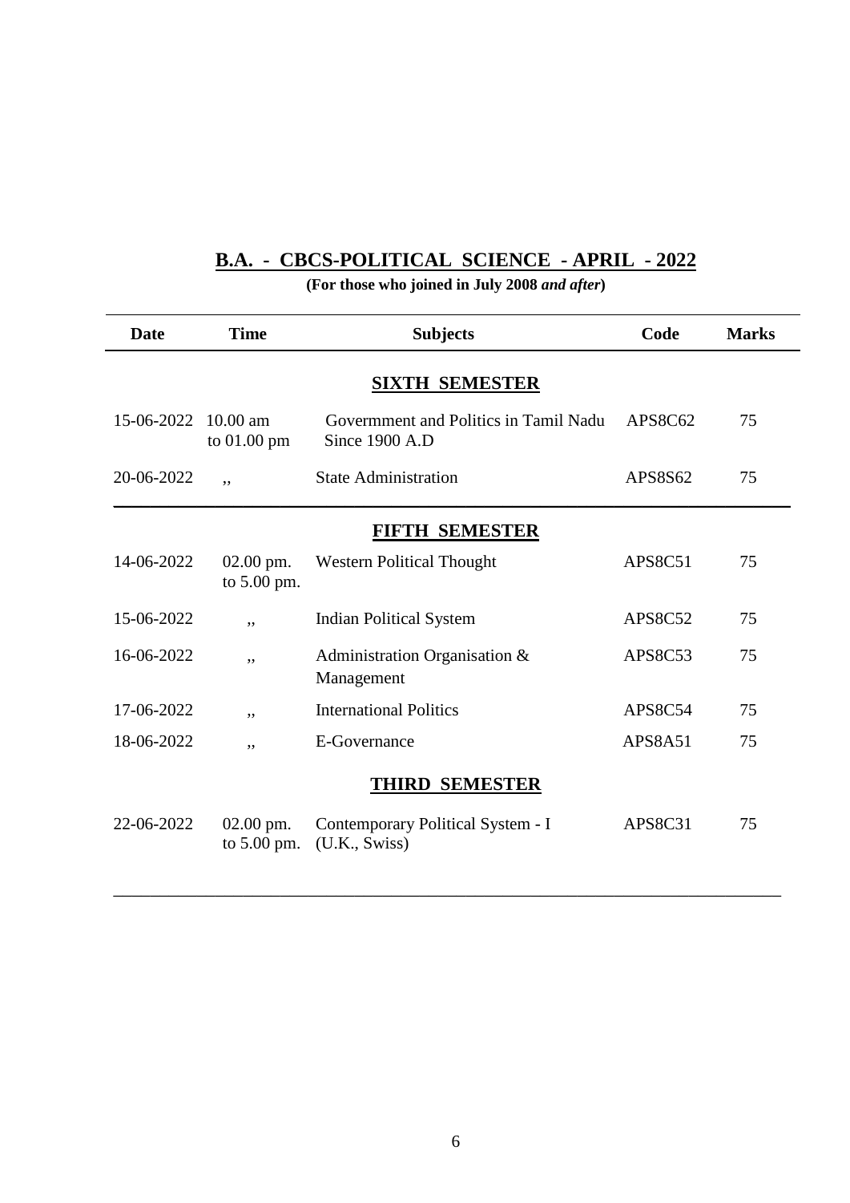## B.A. - CBCS-POLITICAL SCIENCE - APRIL - 2022

**(For those who joined in July 2008 *and after*)**

| Date | Time | Subjects | Code | Marks |
|---|---|---|---|---|
| | | **SIXTH SEMESTER** | | |
| 15-06-2022 | 10.00 am to 01.00 pm | Govermment and Politics in Tamil Nadu Since 1900 A.D | APS8C62 | 75 |
| 20-06-2022 | ,, | State Administration | APS8S62 | 75 |
| | | **FIFTH SEMESTER** | | |
| 14-06-2022 | 02.00 pm. to 5.00 pm. | Western Political Thought | APS8C51 | 75 |
| 15-06-2022 | ,, | Indian Political System | APS8C52 | 75 |
| 16-06-2022 | ,, | Administration Organisation & Management | APS8C53 | 75 |
| 17-06-2022 | ,, | International Politics | APS8C54 | 75 |
| 18-06-2022 | ,, | E-Governance | APS8A51 | 75 |
| | | **THIRD SEMESTER** | | |
| 22-06-2022 | 02.00 pm. to 5.00 pm. | Contemporary Political System - I (U.K., Swiss) | APS8C31 | 75 |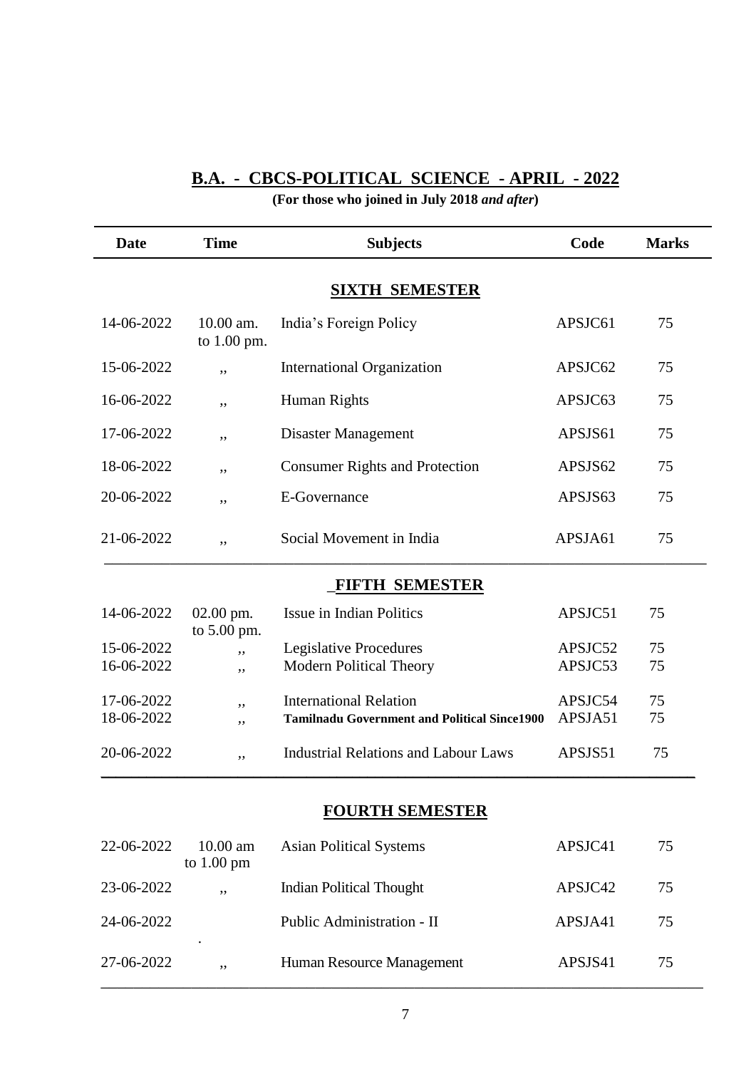## B.A. - CBCS-POLITICAL SCIENCE - APRIL - 2022

**(For those who joined in July 2018 *and after*)**

| Date | Time | Subjects | Code | Marks |
|---|---|---|---|---|
| | | **SIXTH SEMESTER** | | |
| 14-06-2022 | 10.00 am. to 1.00 pm. | India's Foreign Policy | APSJC61 | 75 |
| 15-06-2022 | ,, | International Organization | APSJC62 | 75 |
| 16-06-2022 | ,, | Human Rights | APSJC63 | 75 |
| 17-06-2022 | ,, | Disaster Management | APSJS61 | 75 |
| 18-06-2022 | ,, | Consumer Rights and Protection | APSJS62 | 75 |
| 20-06-2022 | ,, | E-Governance | APSJS63 | 75 |
| 21-06-2022 | ,, | Social Movement in India | APSJA61 | 75 |
| | | **FIFTH SEMESTER** | | |
| 14-06-2022 | 02.00 pm. to 5.00 pm. | Issue in Indian Politics | APSJC51 | 75 |
| 15-06-2022 | ,, | Legislative Procedures | APSJC52 | 75 |
| 16-06-2022 | ,, | Modern Political Theory | APSJC53 | 75 |
| 17-06-2022 | ,, | International Relation | APSJC54 | 75 |
| 18-06-2022 | ,, | **Tamilnadu Government and Political Since1900** | APSJA51 | 75 |
| 20-06-2022 | ,, | Industrial Relations and Labour Laws | APSJS51 | 75 |
| | | **FOURTH SEMESTER** | | |
| 22-06-2022 | 10.00 am to 1.00 pm | Asian Political Systems | APSJC41 | 75 |
| 23-06-2022 | ,, | Indian Political Thought | APSJC42 | 75 |
| 24-06-2022 | . | Public Administration - II | APSJA41 | 75 |
| 27-06-2022 | ,, | Human Resource Management | APSJS41 | 75 |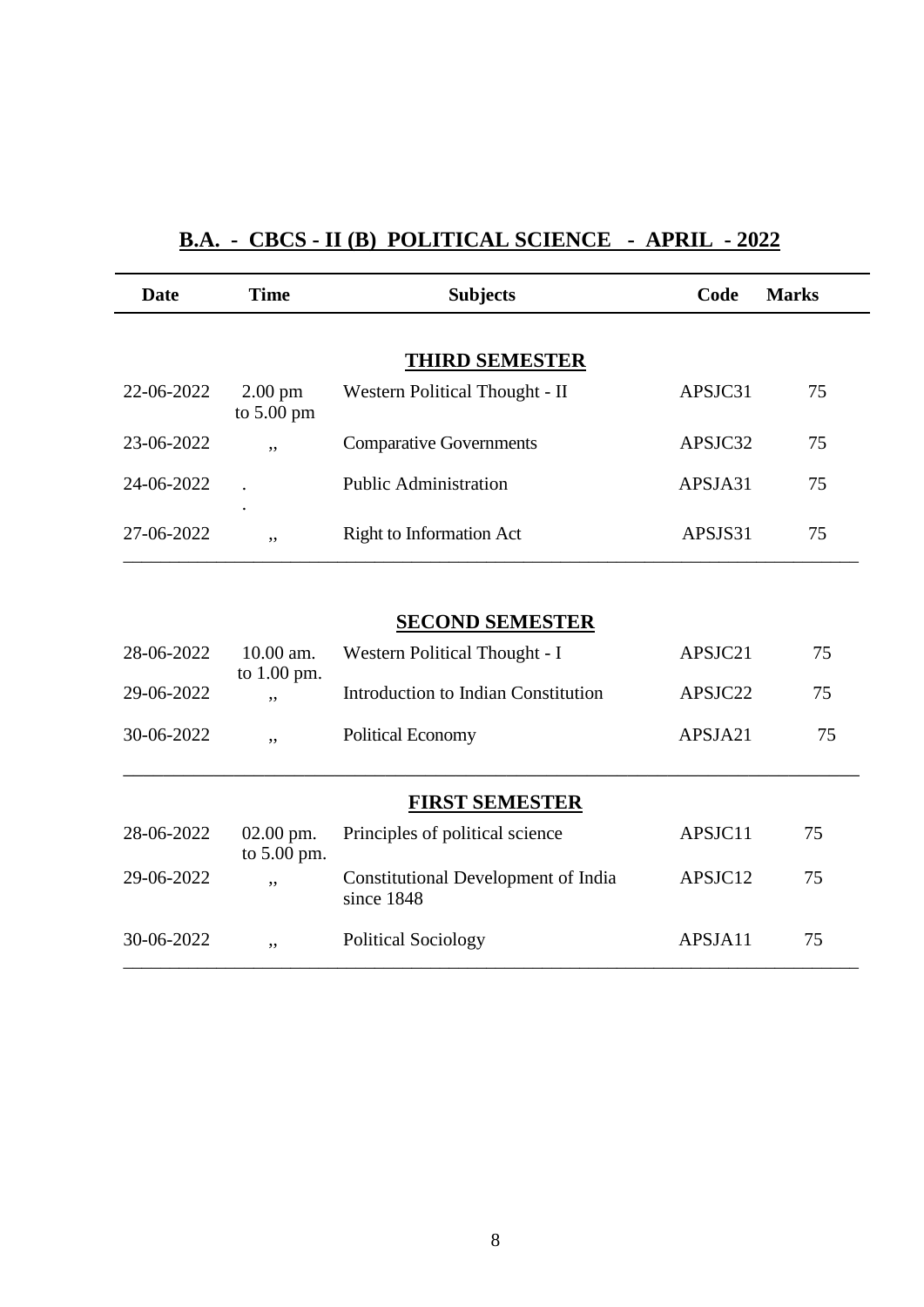# B.A. - CBCS - II (B) POLITICAL SCIENCE - APRIL - 2022

| Date | Time | Subjects | Code | Marks |
|---|---|---|---|---|
| | | **THIRD SEMESTER** | | |
| 22-06-2022 | 2.00 pm to 5.00 pm | Western Political Thought - II | APSJC31 | 75 |
| 23-06-2022 | ,, | Comparative Governments | APSJC32 | 75 |
| 24-06-2022 | . . | Public Administration | APSJA31 | 75 |
| 27-06-2022 | ,, | Right to Information Act | APSJS31 | 75 |
| | | **SECOND SEMESTER** | | |
| 28-06-2022 | 10.00 am. to 1.00 pm. | Western Political Thought - I | APSJC21 | 75 |
| 29-06-2022 | ,, | Introduction to Indian Constitution | APSJC22 | 75 |
| 30-06-2022 | ,, | Political Economy | APSJA21 | 75 |
| | | **FIRST SEMESTER** | | |
| 28-06-2022 | 02.00 pm. to 5.00 pm. | Principles of political science | APSJC11 | 75 |
| 29-06-2022 | ,, | Constitutional Development of India since 1848 | APSJC12 | 75 |
| 30-06-2022 | ,, | Political Sociology | APSJA11 | 75 |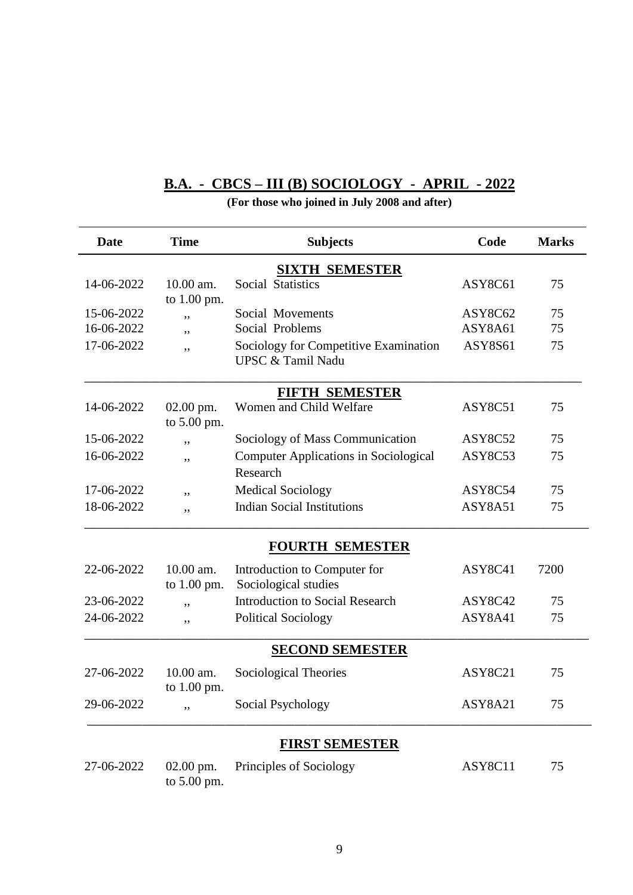## B.A. - CBCS – III (B) SOCIOLOGY - APRIL - 2022

**(For those who joined in July 2008 and after)**

| Date | Time | Subjects | Code | Marks |
|---|---|---|---|---|
| | | **SIXTH SEMESTER** | | |
| 14-06-2022 | 10.00 am. to 1.00 pm. | Social Statistics | ASY8C61 | 75 |
| 15-06-2022 | ,, | Social Movements | ASY8C62 | 75 |
| 16-06-2022 | ,, | Social Problems | ASY8A61 | 75 |
| 17-06-2022 | ,, | Sociology for Competitive Examination UPSC & Tamil Nadu | ASY8S61 | 75 |
| | | **FIFTH SEMESTER** | | |
| 14-06-2022 | 02.00 pm. to 5.00 pm. | Women and Child Welfare | ASY8C51 | 75 |
| 15-06-2022 | ,, | Sociology of Mass Communication | ASY8C52 | 75 |
| 16-06-2022 | ,, | Computer Applications in Sociological Research | ASY8C53 | 75 |
| 17-06-2022 | ,, | Medical Sociology | ASY8C54 | 75 |
| 18-06-2022 | ,, | Indian Social Institutions | ASY8A51 | 75 |
| | | **FOURTH SEMESTER** | | |
| 22-06-2022 | 10.00 am. to 1.00 pm. | Introduction to Computer for Sociological studies | ASY8C41 | 7200 |
| 23-06-2022 | ,, | Introduction to Social Research | ASY8C42 | 75 |
| 24-06-2022 | ,, | Political Sociology | ASY8A41 | 75 |
| | | **SECOND SEMESTER** | | |
| 27-06-2022 | 10.00 am. to 1.00 pm. | Sociological Theories | ASY8C21 | 75 |
| 29-06-2022 | ,, | Social Psychology | ASY8A21 | 75 |
| | | **FIRST SEMESTER** | | |
| 27-06-2022 | 02.00 pm. to 5.00 pm. | Principles of Sociology | ASY8C11 | 75 |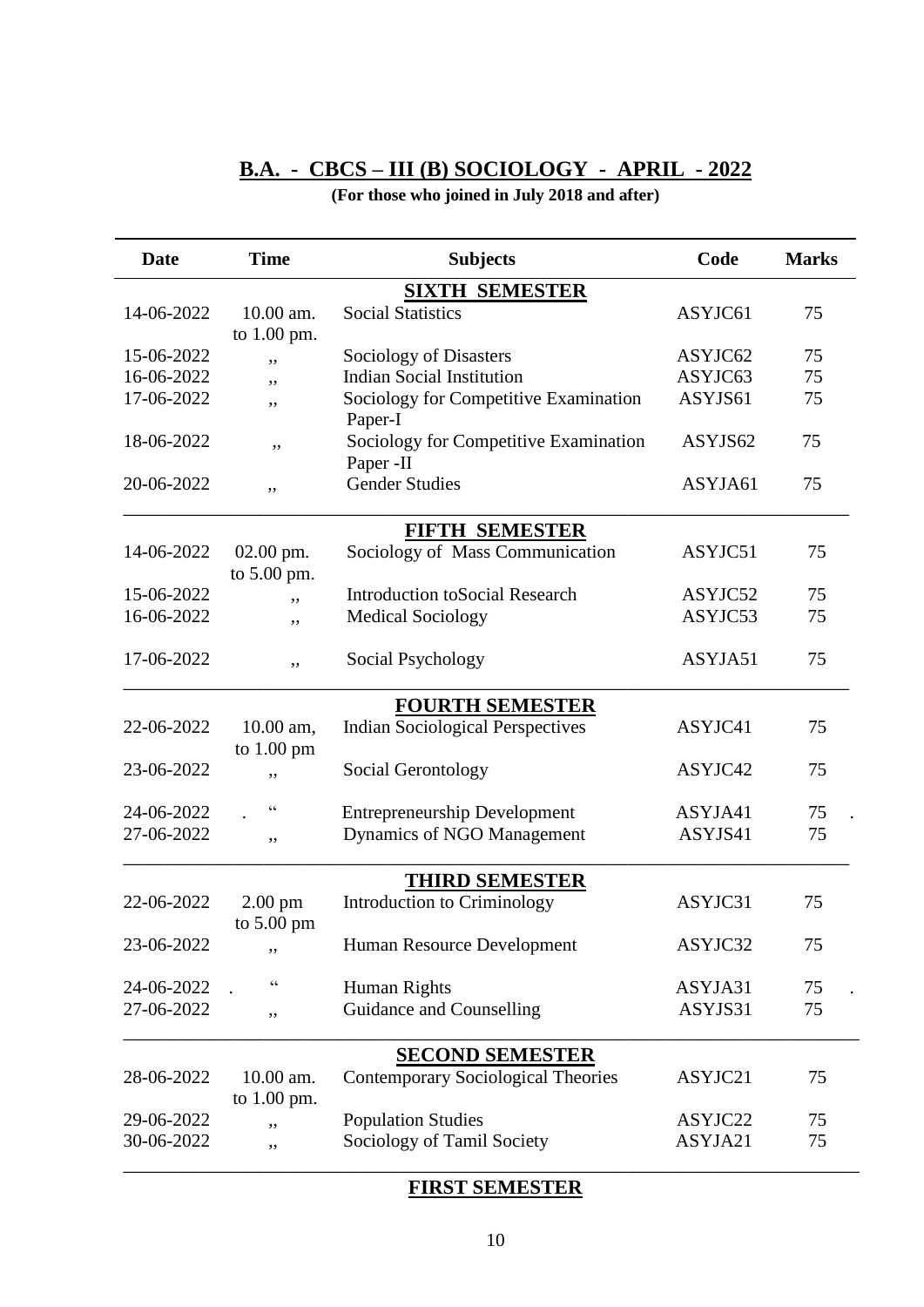## B.A. - CBCS – III (B) SOCIOLOGY - APRIL - 2022

**(For those who joined in July 2018 and after)**

| Date | Time | Subjects | Code | Marks |
|---|---|---|---|---|
| | | **SIXTH SEMESTER** | | |
| 14-06-2022 | 10.00 am. to 1.00 pm. | Social Statistics | ASYJC61 | 75 |
| 15-06-2022 | ,, | Sociology of Disasters | ASYJC62 | 75 |
| 16-06-2022 | ,, | Indian Social Institution | ASYJC63 | 75 |
| 17-06-2022 | ,, | Sociology for Competitive Examination Paper-I | ASYJS61 | 75 |
| 18-06-2022 | ,, | Sociology for Competitive Examination Paper -II | ASYJS62 | 75 |
| 20-06-2022 | ,, | Gender Studies | ASYJA61 | 75 |
| | | **FIFTH SEMESTER** | | |
| 14-06-2022 | 02.00 pm. to 5.00 pm. | Sociology of Mass Communication | ASYJC51 | 75 |
| 15-06-2022 | ,, | Introduction toSocial Research | ASYJC52 | 75 |
| 16-06-2022 | ,, | Medical Sociology | ASYJC53 | 75 |
| 17-06-2022 | ,, | Social Psychology | ASYJA51 | 75 |
| | | **FOURTH SEMESTER** | | |
| 22-06-2022 | 10.00 am, to 1.00 pm | Indian Sociological Perspectives | ASYJC41 | 75 |
| 23-06-2022 | ,, | Social Gerontology | ASYJC42 | 75 |
| 24-06-2022 | " | Entrepreneurship Development | ASYJA41 | 75 |
| 27-06-2022 | ,, | Dynamics of NGO Management | ASYJS41 | 75 |
| | | **THIRD SEMESTER** | | |
| 22-06-2022 | 2.00 pm to 5.00 pm | Introduction to Criminology | ASYJC31 | 75 |
| 23-06-2022 | ,, | Human Resource Development | ASYJC32 | 75 |
| 24-06-2022 | " | Human Rights | ASYJA31 | 75 |
| 27-06-2022 | ,, | Guidance and Counselling | ASYJS31 | 75 |
| | | **SECOND SEMESTER** | | |
| 28-06-2022 | 10.00 am. to 1.00 pm. | Contemporary Sociological Theories | ASYJC21 | 75 |
| 29-06-2022 | ,, | Population Studies | ASYJC22 | 75 |
| 30-06-2022 | ,, | Sociology of Tamil Society | ASYJA21 | 75 |

**FIRST SEMESTER**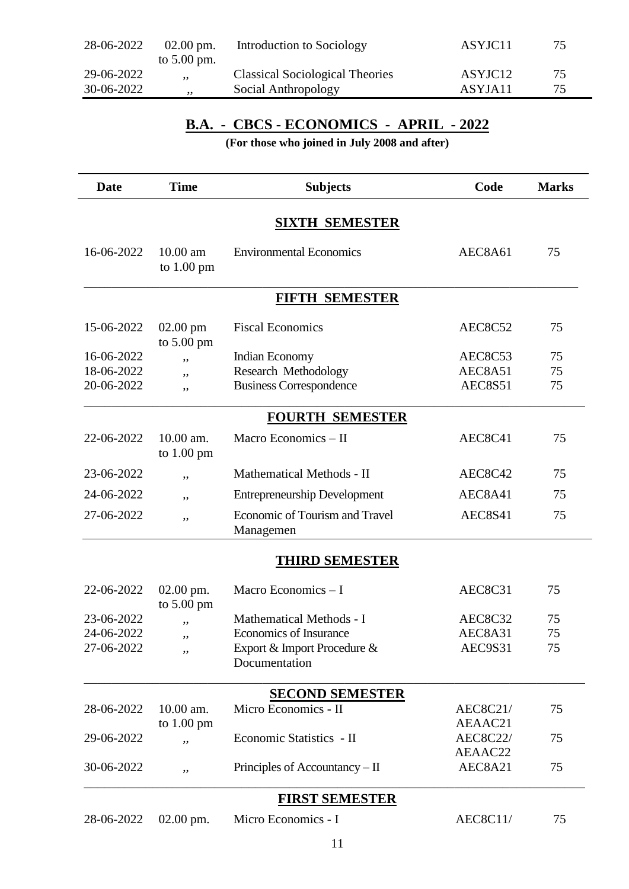| | | | | |
|---|---|---|---|---|
| 28-06-2022 | 02.00 pm. to 5.00 pm. | Introduction to Sociology | ASYJC11 | 75 |
| 29-06-2022 | ,, | Classical Sociological Theories | ASYJC12 | 75 |
| 30-06-2022 | ,, | Social Anthropology | ASYJA11 | 75 |

## B.A. - CBCS - ECONOMICS - APRIL - 2022

**(For those who joined in July 2008 and after)**

| Date | Time | Subjects | Code | Marks |
|---|---|---|---|---|
| | | **SIXTH SEMESTER** | | |
| 16-06-2022 | 10.00 am to 1.00 pm | Environmental Economics | AEC8A61 | 75 |
| | | **FIFTH SEMESTER** | | |
| 15-06-2022 | 02.00 pm to 5.00 pm | Fiscal Economics | AEC8C52 | 75 |
| 16-06-2022 | ,, | Indian Economy | AEC8C53 | 75 |
| 18-06-2022 | ,, | Research Methodology | AEC8A51 | 75 |
| 20-06-2022 | ,, | Business Correspondence | AEC8S51 | 75 |
| | | **FOURTH SEMESTER** | | |
| 22-06-2022 | 10.00 am. to 1.00 pm | Macro Economics – II | AEC8C41 | 75 |
| 23-06-2022 | ,, | Mathematical Methods - II | AEC8C42 | 75 |
| 24-06-2022 | ,, | Entrepreneurship Development | AEC8A41 | 75 |
| 27-06-2022 | ,, | Economic of Tourism and Travel Managemen | AEC8S41 | 75 |
| | | **THIRD SEMESTER** | | |
| 22-06-2022 | 02.00 pm. to 5.00 pm | Macro Economics – I | AEC8C31 | 75 |
| 23-06-2022 | ,, | Mathematical Methods - I | AEC8C32 | 75 |
| 24-06-2022 | ,, | Economics of Insurance | AEC8A31 | 75 |
| 27-06-2022 | ,, | Export & Import Procedure & Documentation | AEC9S31 | 75 |
| | | **SECOND SEMESTER** | | |
| 28-06-2022 | 10.00 am. to 1.00 pm | Micro Economics - II | AEC8C21/ AEAAC21 | 75 |
| 29-06-2022 | ,, | Economic Statistics - II | AEC8C22/ AEAAC22 | 75 |
| 30-06-2022 | ,, | Principles of Accountancy – II | AEC8A21 | 75 |
| | | **FIRST SEMESTER** | | |
| 28-06-2022 | 02.00 pm. | Micro Economics - I | AEC8C11/ | 75 |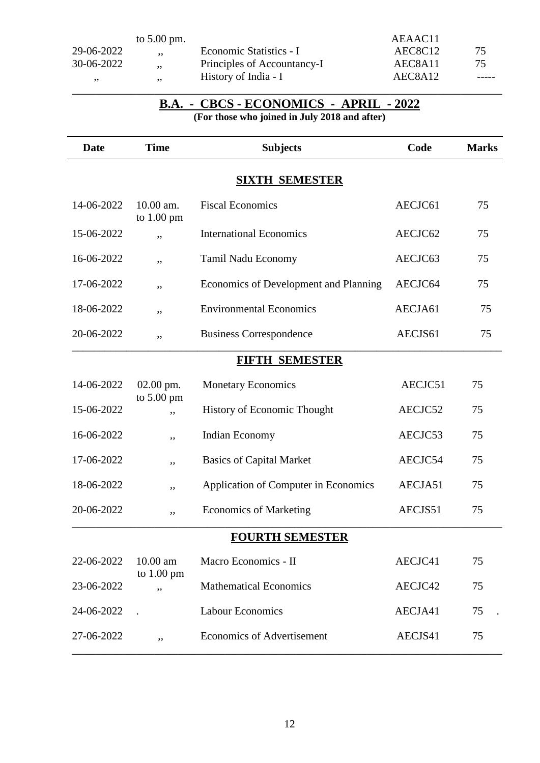| | to 5.00 pm. | | AEAAC11 | |
|---|---|---|---|---|
| 29-06-2022 | ,, | Economic Statistics - I | AEC8C12 | 75 |
| 30-06-2022 | ,, | Principles of Accountancy-I | AEC8A11 | 75 |
| ,, | ,, | History of India - I | AEC8A12 | ----- |

## B.A. - CBCS - ECONOMICS - APRIL - 2022

**(For those who joined in July 2018 and after)**

| Date | Time | Subjects | Code | Marks |
|---|---|---|---|---|
| | | **SIXTH SEMESTER** | | |
| 14-06-2022 | 10.00 am. to 1.00 pm | Fiscal Economics | AECJC61 | 75 |
| 15-06-2022 | ,, | International Economics | AECJC62 | 75 |
| 16-06-2022 | ,, | Tamil Nadu Economy | AECJC63 | 75 |
| 17-06-2022 | ,, | Economics of Development and Planning | AECJC64 | 75 |
| 18-06-2022 | ,, | Environmental Economics | AECJA61 | 75 |
| 20-06-2022 | ,, | Business Correspondence | AECJS61 | 75 |
| | | **FIFTH SEMESTER** | | |
| 14-06-2022 | 02.00 pm. to 5.00 pm | Monetary Economics | AECJC51 | 75 |
| 15-06-2022 | ,, | History of Economic Thought | AECJC52 | 75 |
| 16-06-2022 | ,, | Indian Economy | AECJC53 | 75 |
| 17-06-2022 | ,, | Basics of Capital Market | AECJC54 | 75 |
| 18-06-2022 | ,, | Application of Computer in Economics | AECJA51 | 75 |
| 20-06-2022 | ,, | Economics of Marketing | AECJS51 | 75 |
| | | **FOURTH SEMESTER** | | |
| 22-06-2022 | 10.00 am to 1.00 pm | Macro Economics - II | AECJC41 | 75 |
| 23-06-2022 | ,, | Mathematical Economics | AECJC42 | 75 |
| 24-06-2022 | . | Labour Economics | AECJA41 | 75 . |
| 27-06-2022 | ,, | Economics of Advertisement | AECJS41 | 75 |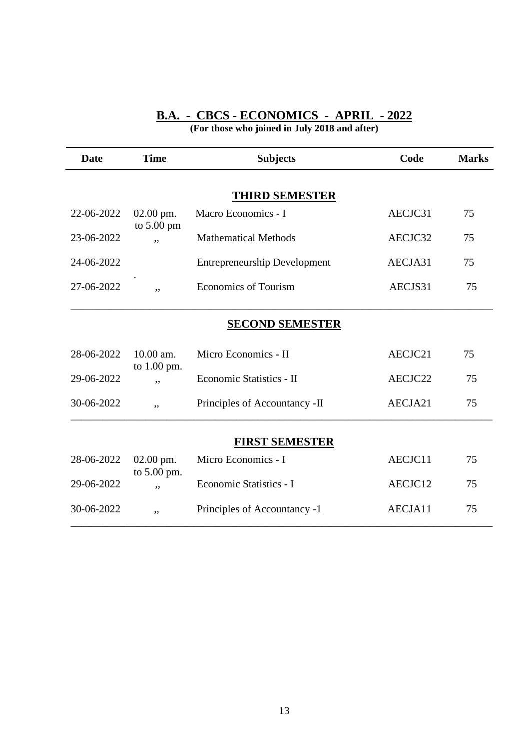## B.A. - CBCS - ECONOMICS - APRIL - 2022

**(For those who joined in July 2018 and after)**

| Date | Time | Subjects | Code | Marks |
|---|---|---|---|---|
| | | **THIRD SEMESTER** | | |
| 22-06-2022 | 02.00 pm. to 5.00 pm | Macro Economics - I | AECJC31 | 75 |
| 23-06-2022 | ,, | Mathematical Methods | AECJC32 | 75 |
| 24-06-2022 | . | Entrepreneurship Development | AECJA31 | 75 |
| 27-06-2022 | ,, | Economics of Tourism | AECJS31 | 75 |
| | | **SECOND SEMESTER** | | |
| 28-06-2022 | 10.00 am. to 1.00 pm. | Micro Economics - II | AECJC21 | 75 |
| 29-06-2022 | ,, | Economic Statistics - II | AECJC22 | 75 |
| 30-06-2022 | ,, | Principles of Accountancy -II | AECJA21 | 75 |
| | | **FIRST SEMESTER** | | |
| 28-06-2022 | 02.00 pm. to 5.00 pm. | Micro Economics - I | AECJC11 | 75 |
| 29-06-2022 | ,, | Economic Statistics - I | AECJC12 | 75 |
| 30-06-2022 | ,, | Principles of Accountancy -1 | AECJA11 | 75 |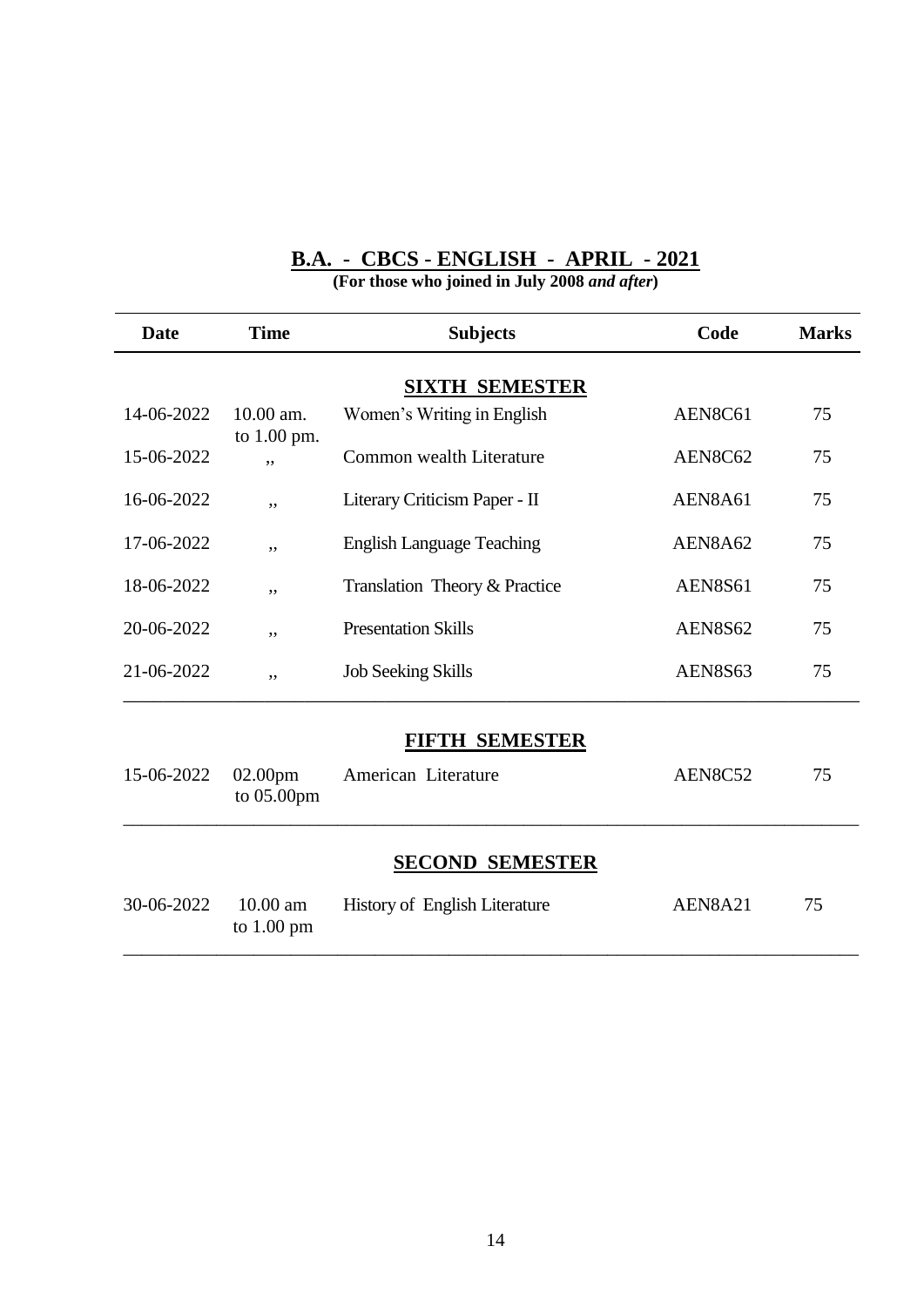## B.A. - CBCS - ENGLISH - APRIL - 2021

**(For those who joined in July 2008 *and after*)**

| Date | Time | Subjects | Code | Marks |
|---|---|---|---|---|
| | | **SIXTH SEMESTER** | | |
| 14-06-2022 | 10.00 am. to 1.00 pm. | Women's Writing in English | AEN8C61 | 75 |
| 15-06-2022 | ,, | Common wealth Literature | AEN8C62 | 75 |
| 16-06-2022 | ,, | Literary Criticism Paper - II | AEN8A61 | 75 |
| 17-06-2022 | ,, | English Language Teaching | AEN8A62 | 75 |
| 18-06-2022 | ,, | Translation Theory & Practice | AEN8S61 | 75 |
| 20-06-2022 | ,, | Presentation Skills | AEN8S62 | 75 |
| 21-06-2022 | ,, | Job Seeking Skills | AEN8S63 | 75 |
| | | **FIFTH SEMESTER** | | |
| 15-06-2022 | 02.00pm to 05.00pm | American Literature | AEN8C52 | 75 |
| | | **SECOND SEMESTER** | | |
| 30-06-2022 | 10.00 am to 1.00 pm | History of English Literature | AEN8A21 | 75 |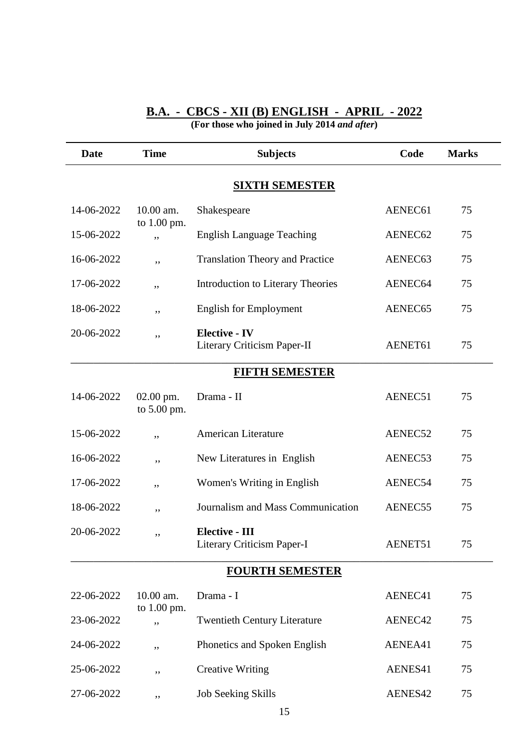# B.A. - CBCS - XII (B) ENGLISH - APRIL - 2022

**(For those who joined in July 2014 *and after*)**

| Date | Time | Subjects | Code | Marks |
|---|---|---|---|---|
| | | **SIXTH SEMESTER** | | |
| 14-06-2022 | 10.00 am. to 1.00 pm. | Shakespeare | AENEC61 | 75 |
| 15-06-2022 | ,, | English Language Teaching | AENEC62 | 75 |
| 16-06-2022 | ,, | Translation Theory and Practice | AENEC63 | 75 |
| 17-06-2022 | ,, | Introduction to Literary Theories | AENEC64 | 75 |
| 18-06-2022 | ,, | English for Employment | AENEC65 | 75 |
| 20-06-2022 | ,, | **Elective - IV** Literary Criticism Paper-II | AENET61 | 75 |
| | | **FIFTH SEMESTER** | | |
| 14-06-2022 | 02.00 pm. to 5.00 pm. | Drama - II | AENEC51 | 75 |
| 15-06-2022 | ,, | American Literature | AENEC52 | 75 |
| 16-06-2022 | ,, | New Literatures in English | AENEC53 | 75 |
| 17-06-2022 | ,, | Women's Writing in English | AENEC54 | 75 |
| 18-06-2022 | ,, | Journalism and Mass Communication | AENEC55 | 75 |
| 20-06-2022 | ,, | **Elective - III** Literary Criticism Paper-I | AENET51 | 75 |
| | | **FOURTH SEMESTER** | | |
| 22-06-2022 | 10.00 am. to 1.00 pm. | Drama - I | AENEC41 | 75 |
| 23-06-2022 | ,, | Twentieth Century Literature | AENEC42 | 75 |
| 24-06-2022 | ,, | Phonetics and Spoken English | AENEA41 | 75 |
| 25-06-2022 | ,, | Creative Writing | AENES41 | 75 |
| 27-06-2022 | ,, | Job Seeking Skills | AENES42 | 75 |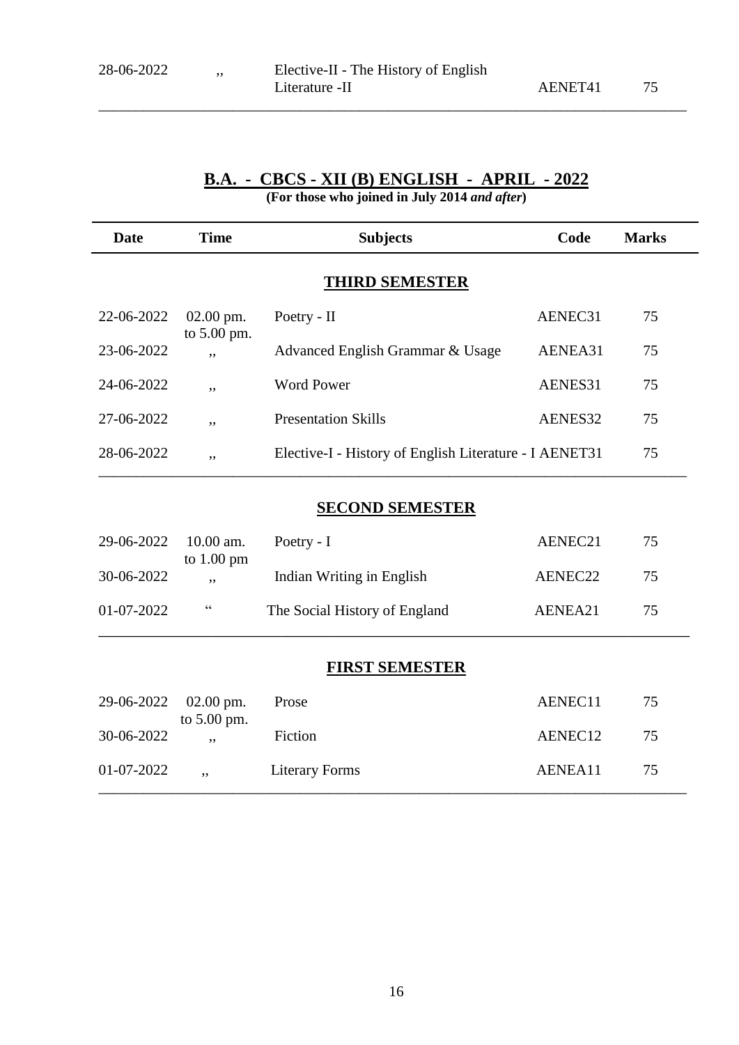| | | | | |
|---|---|---|---|---|
| 28-06-2022 | ,, | Elective-II - The History of English Literature -II | AENET41 | 75 |

## B.A. - CBCS - XII (B) ENGLISH - APRIL - 2022

**(For those who joined in July 2014 *and after*)**

| Date | Time | Subjects | Code | Marks |
|---|---|---|---|---|
| | | **THIRD SEMESTER** | | |
| 22-06-2022 | 02.00 pm. to 5.00 pm. | Poetry - II | AENEC31 | 75 |
| 23-06-2022 | ,, | Advanced English Grammar & Usage | AENEA31 | 75 |
| 24-06-2022 | ,, | Word Power | AENES31 | 75 |
| 27-06-2022 | ,, | Presentation Skills | AENES32 | 75 |
| 28-06-2022 | ,, | Elective-I - History of English Literature - I | AENET31 | 75 |
| | | **SECOND SEMESTER** | | |
| 29-06-2022 | 10.00 am. to 1.00 pm | Poetry - I | AENEC21 | 75 |
| 30-06-2022 | ,, | Indian Writing in English | AENEC22 | 75 |
| 01-07-2022 | " | The Social History of England | AENEA21 | 75 |
| | | **FIRST SEMESTER** | | |
| 29-06-2022 | 02.00 pm. to 5.00 pm. | Prose | AENEC11 | 75 |
| 30-06-2022 | ,, | Fiction | AENEC12 | 75 |
| 01-07-2022 | ,, | Literary Forms | AENEA11 | 75 |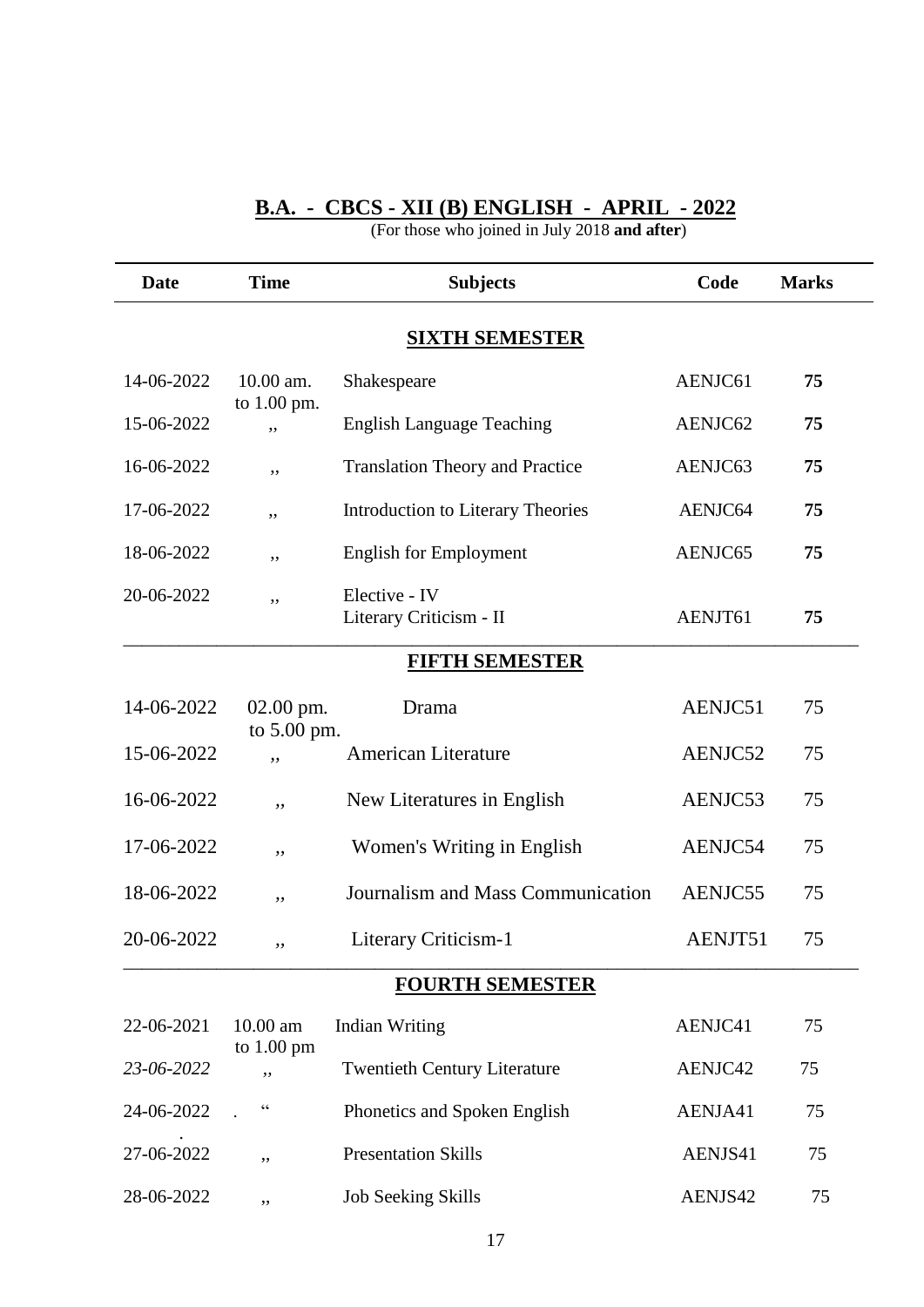## B.A. - CBCS - XII (B) ENGLISH - APRIL - 2022

(For those who joined in July 2018 **and after**)

| Date | Time | Subjects | Code | Marks |
|---|---|---|---|---|
| | | **SIXTH SEMESTER** | | |
| 14-06-2022 | 10.00 am. to 1.00 pm. | Shakespeare | AENJC61 | **75** |
| 15-06-2022 | ,, | English Language Teaching | AENJC62 | **75** |
| 16-06-2022 | ,, | Translation Theory and Practice | AENJC63 | **75** |
| 17-06-2022 | ,, | Introduction to Literary Theories | AENJC64 | **75** |
| 18-06-2022 | ,, | English for Employment | AENJC65 | **75** |
| 20-06-2022 | ,, | Elective - IV Literary Criticism - II | AENJT61 | **75** |
| | | **FIFTH SEMESTER** | | |
| 14-06-2022 | 02.00 pm. to 5.00 pm. | Drama | AENJC51 | 75 |
| 15-06-2022 | ,, | American Literature | AENJC52 | 75 |
| 16-06-2022 | ,, | New Literatures in English | AENJC53 | 75 |
| 17-06-2022 | ,, | Women's Writing in English | AENJC54 | 75 |
| 18-06-2022 | ,, | Journalism and Mass Communication | AENJC55 | 75 |
| 20-06-2022 | ,, | Literary Criticism-1 | AENJT51 | 75 |
| | | **FOURTH SEMESTER** | | |
| 22-06-2021 | 10.00 am to 1.00 pm | Indian Writing | AENJC41 | 75 |
| *23-06-2022* | ,, | Twentieth Century Literature | AENJC42 | 75 |
| 24-06-2022 | " | Phonetics and Spoken English | AENJA41 | 75 |
| 27-06-2022 | ,, | Presentation Skills | AENJS41 | 75 |
| 28-06-2022 | ,, | Job Seeking Skills | AENJS42 | 75 |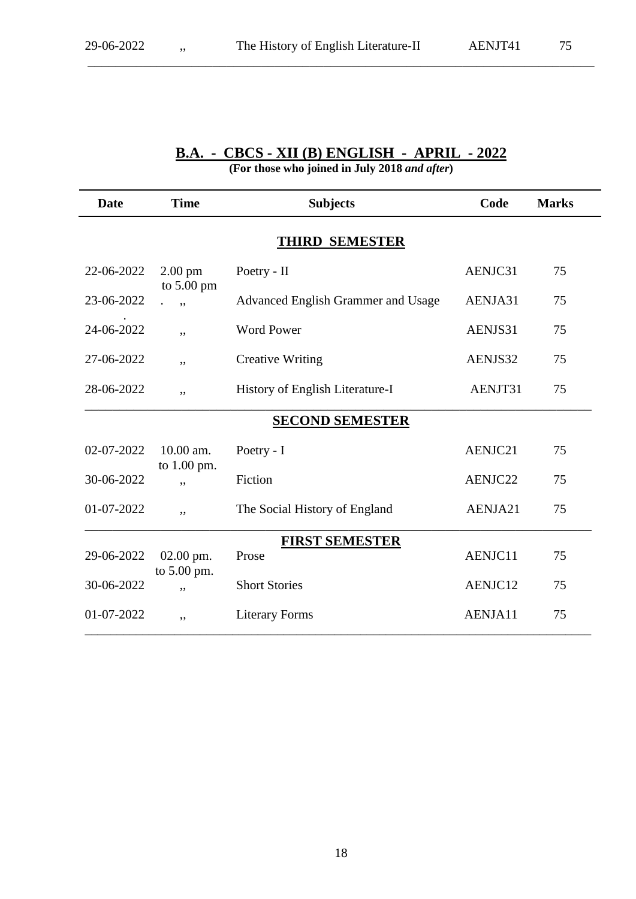| 29-06-2022 | ,, | The History of English Literature-II | AENJT41 | 75 |
|---|---|---|---|---|

## B.A. - CBCS - XII (B) ENGLISH - APRIL - 2022

**(For those who joined in July 2018 *and after*)**

| Date | Time | Subjects | Code | Marks |
|---|---|---|---|---|
| | | **THIRD SEMESTER** | | |
| 22-06-2022 | 2.00 pm to 5.00 pm | Poetry - II | AENJC31 | 75 |
| 23-06-2022 | ,, | Advanced English Grammer and Usage | AENJA31 | 75 |
| 24-06-2022 | ,, | Word Power | AENJS31 | 75 |
| 27-06-2022 | ,, | Creative Writing | AENJS32 | 75 |
| 28-06-2022 | ,, | History of English Literature-I | AENJT31 | 75 |
| | | **SECOND SEMESTER** | | |
| 02-07-2022 | 10.00 am. to 1.00 pm. | Poetry - I | AENJC21 | 75 |
| 30-06-2022 | ,, | Fiction | AENJC22 | 75 |
| 01-07-2022 | ,, | The Social History of England | AENJA21 | 75 |
| | | **FIRST SEMESTER** | | |
| 29-06-2022 | 02.00 pm. to 5.00 pm. | Prose | AENJC11 | 75 |
| 30-06-2022 | ,, | Short Stories | AENJC12 | 75 |
| 01-07-2022 | ,, | Literary Forms | AENJA11 | 75 |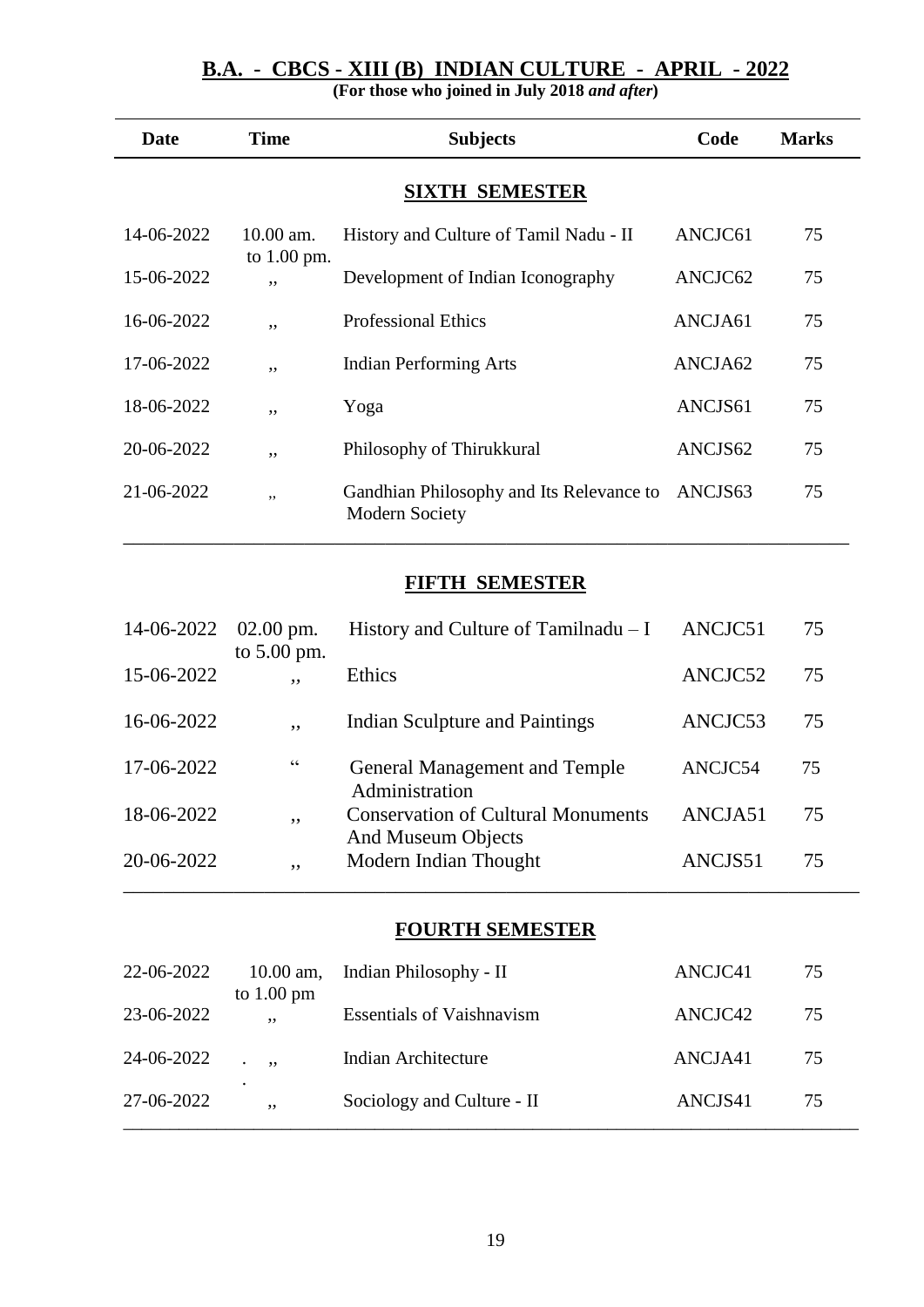## B.A. - CBCS - XIII (B) INDIAN CULTURE - APRIL - 2022

**(For those who joined in July 2018 *and after*)**

| Date | Time | Subjects | Code | Marks |
|---|---|---|---|---|
| | | **SIXTH SEMESTER** | | |
| 14-06-2022 | 10.00 am. to 1.00 pm. | History and Culture of Tamil Nadu - II | ANCJC61 | 75 |
| 15-06-2022 | ,, | Development of Indian Iconography | ANCJC62 | 75 |
| 16-06-2022 | ,, | Professional Ethics | ANCJA61 | 75 |
| 17-06-2022 | ,, | Indian Performing Arts | ANCJA62 | 75 |
| 18-06-2022 | ,, | Yoga | ANCJS61 | 75 |
| 20-06-2022 | ,, | Philosophy of Thirukkural | ANCJS62 | 75 |
| 21-06-2022 | ,, | Gandhian Philosophy and Its Relevance to Modern Society | ANCJS63 | 75 |
| | | **FIFTH SEMESTER** | | |
| 14-06-2022 | 02.00 pm. to 5.00 pm. | History and Culture of Tamilnadu – I | ANCJC51 | 75 |
| 15-06-2022 | ,, | Ethics | ANCJC52 | 75 |
| 16-06-2022 | ,, | Indian Sculpture and Paintings | ANCJC53 | 75 |
| 17-06-2022 | " | General Management and Temple Administration | ANCJC54 | 75 |
| 18-06-2022 | ,, | Conservation of Cultural Monuments And Museum Objects | ANCJA51 | 75 |
| 20-06-2022 | ,, | Modern Indian Thought | ANCJS51 | 75 |
| | | **FOURTH SEMESTER** | | |
| 22-06-2022 | 10.00 am, to 1.00 pm | Indian Philosophy - II | ANCJC41 | 75 |
| 23-06-2022 | ,, | Essentials of Vaishnavism | ANCJC42 | 75 |
| 24-06-2022 | ,, | Indian Architecture | ANCJA41 | 75 |
| 27-06-2022 | ,, | Sociology and Culture - II | ANCJS41 | 75 |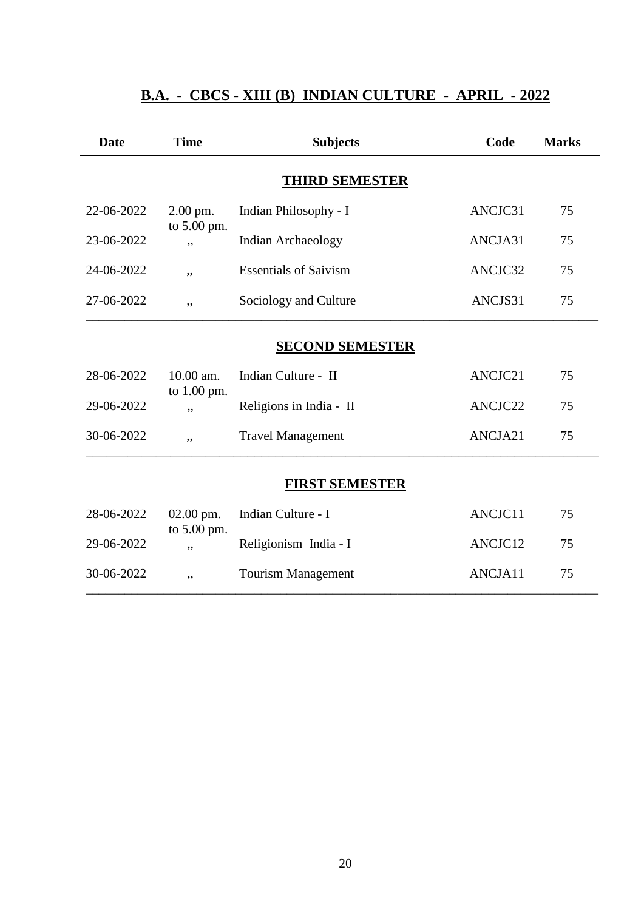# B.A. - CBCS - XIII (B) INDIAN CULTURE - APRIL - 2022

| Date | Time | Subjects | Code | Marks |
|---|---|---|---|---|
| | | **THIRD SEMESTER** | | |
| 22-06-2022 | 2.00 pm. to 5.00 pm. | Indian Philosophy - I | ANCJC31 | 75 |
| 23-06-2022 | ,, | Indian Archaeology | ANCJA31 | 75 |
| 24-06-2022 | ,, | Essentials of Saivism | ANCJC32 | 75 |
| 27-06-2022 | ,, | Sociology and Culture | ANCJS31 | 75 |
| | | **SECOND SEMESTER** | | |
| 28-06-2022 | 10.00 am. to 1.00 pm. | Indian Culture - II | ANCJC21 | 75 |
| 29-06-2022 | ,, | Religions in India - II | ANCJC22 | 75 |
| 30-06-2022 | ,, | Travel Management | ANCJA21 | 75 |
| | | **FIRST SEMESTER** | | |
| 28-06-2022 | 02.00 pm. to 5.00 pm. | Indian Culture - I | ANCJC11 | 75 |
| 29-06-2022 | ,, | Religionism India - I | ANCJC12 | 75 |
| 30-06-2022 | ,, | Tourism Management | ANCJA11 | 75 |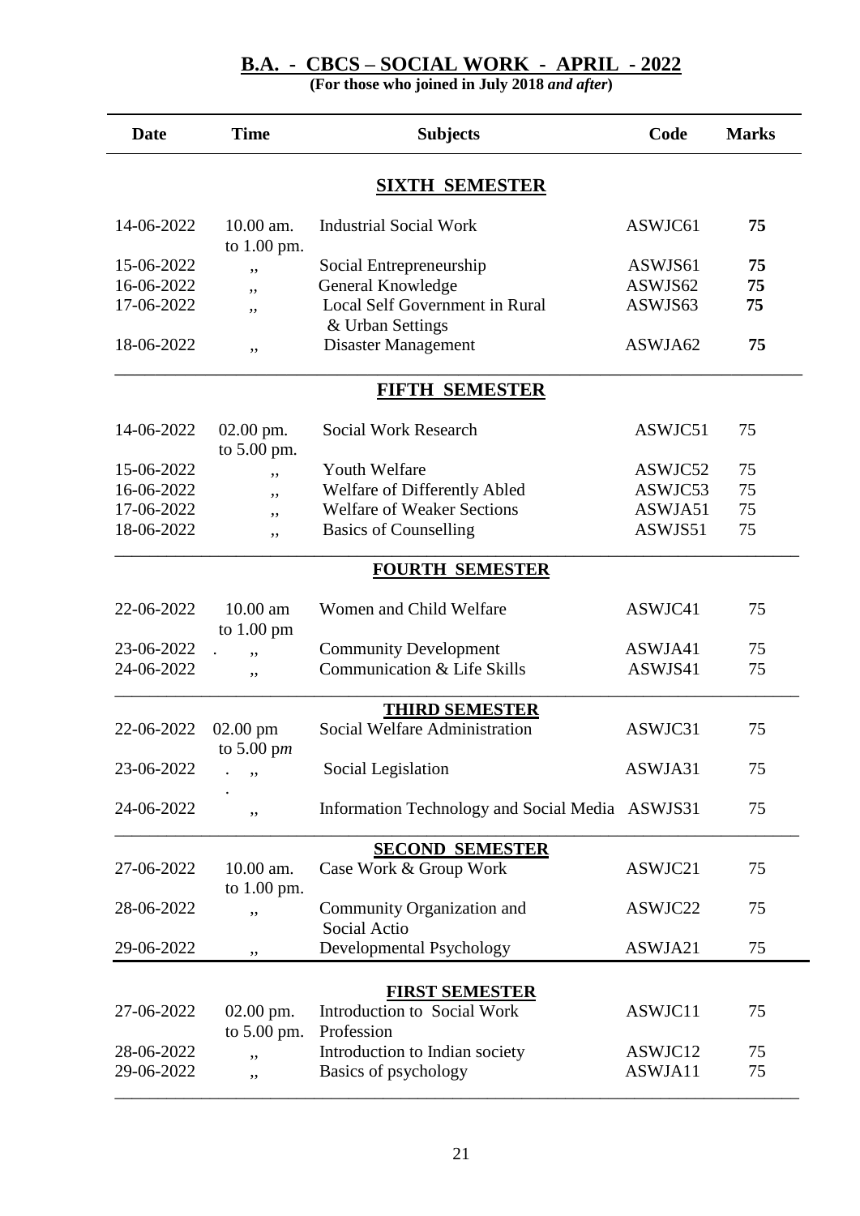## B.A. - CBCS – SOCIAL WORK - APRIL - 2022

**(For those who joined in July 2018 *and after*)**

| Date | Time | Subjects | Code | Marks |
|---|---|---|---|---|
| | | **SIXTH SEMESTER** | | |
| 14-06-2022 | 10.00 am. to 1.00 pm. | Industrial Social Work | ASWJC61 | **75** |
| 15-06-2022 | ,, | Social Entrepreneurship | ASWJS61 | **75** |
| 16-06-2022 | ,, | General Knowledge | ASWJS62 | **75** |
| 17-06-2022 | ,, | Local Self Government in Rural & Urban Settings | ASWJS63 | **75** |
| 18-06-2022 | ,, | Disaster Management | ASWJA62 | **75** |
| | | **FIFTH SEMESTER** | | |
| 14-06-2022 | 02.00 pm. to 5.00 pm. | Social Work Research | ASWJC51 | 75 |
| 15-06-2022 | ,, | Youth Welfare | ASWJC52 | 75 |
| 16-06-2022 | ,, | Welfare of Differently Abled | ASWJC53 | 75 |
| 17-06-2022 | ,, | Welfare of Weaker Sections | ASWJA51 | 75 |
| 18-06-2022 | ,, | Basics of Counselling | ASWJS51 | 75 |
| | | **FOURTH SEMESTER** | | |
| 22-06-2022 | 10.00 am to 1.00 pm | Women and Child Welfare | ASWJC41 | 75 |
| 23-06-2022 | ,, | Community Development | ASWJA41 | 75 |
| 24-06-2022 | ,, | Communication & Life Skills | ASWJS41 | 75 |
| | | **THIRD SEMESTER** | | |
| 22-06-2022 | 02.00 pm to 5.00 p*m* | Social Welfare Administration | ASWJC31 | 75 |
| 23-06-2022 | ,, | Social Legislation | ASWJA31 | 75 |
| 24-06-2022 | ,, | Information Technology and Social Media | ASWJS31 | 75 |
| | | **SECOND SEMESTER** | | |
| 27-06-2022 | 10.00 am. to 1.00 pm. | Case Work & Group Work | ASWJC21 | 75 |
| 28-06-2022 | ,, | Community Organization and Social Actio | ASWJC22 | 75 |
| 29-06-2022 | ,, | Developmental Psychology | ASWJA21 | 75 |
| | | **FIRST SEMESTER** | | |
| 27-06-2022 | 02.00 pm. to 5.00 pm. | Introduction to Social Work Profession | ASWJC11 | 75 |
| 28-06-2022 | ,, | Introduction to Indian society | ASWJC12 | 75 |
| 29-06-2022 | ,, | Basics of psychology | ASWJA11 | 75 |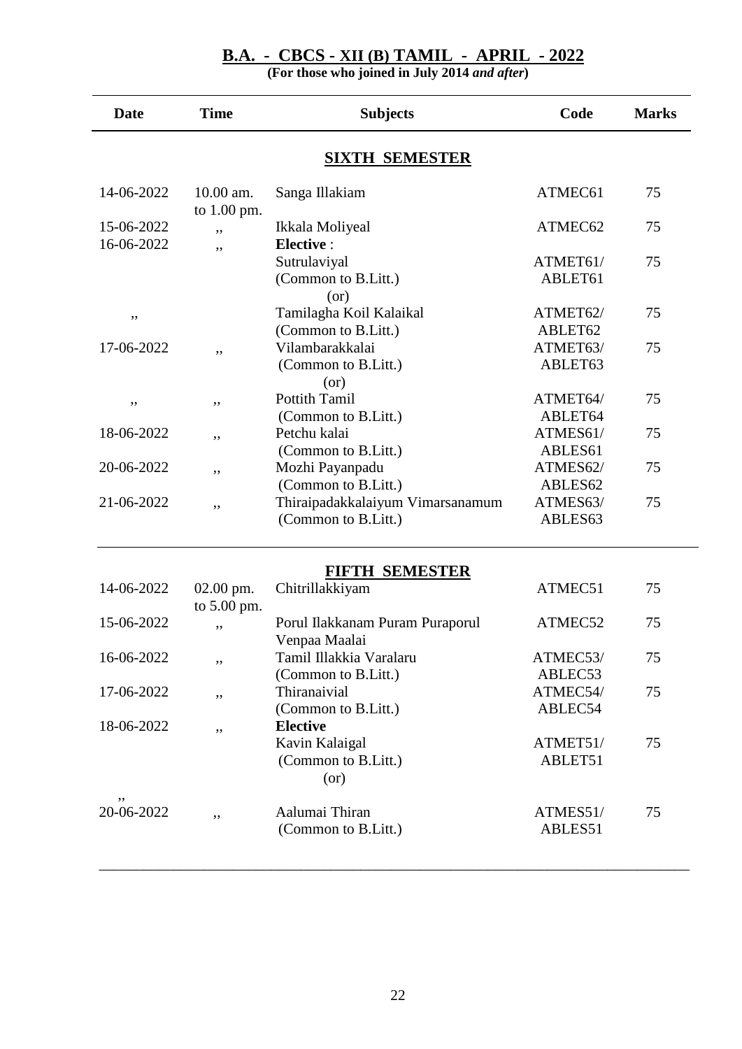# B.A. - CBCS - XII (B) TAMIL - APRIL - 2022

**(For those who joined in July 2014 *and after*)**

| Date | Time | Subjects | Code | Marks |
|---|---|---|---|---|
| | | **SIXTH SEMESTER** | | |
| 14-06-2022 | 10.00 am. to 1.00 pm. | Sanga Illakiam | ATMEC61 | 75 |
| 15-06-2022 | ,, | Ikkala Moliyeal | ATMEC62 | 75 |
| 16-06-2022 | ,, | **Elective** : | | |
| | | Sutrulaviyal (Common to B.Litt.) (or) | ATMET61/ ABLET61 | 75 |
| ,, | | Tamilagha Koil Kalaikal (Common to B.Litt.) | ATMET62/ ABLET62 | 75 |
| 17-06-2022 | ,, | Vilambarakkalai (Common to B.Litt.) (or) | ATMET63/ ABLET63 | 75 |
| ,, | ,, | Pottith Tamil (Common to B.Litt.) | ATMET64/ ABLET64 | 75 |
| 18-06-2022 | ,, | Petchu kalai (Common to B.Litt.) | ATMES61/ ABLES61 | 75 |
| 20-06-2022 | ,, | Mozhi Payanpadu (Common to B.Litt.) | ATMES62/ ABLES62 | 75 |
| 21-06-2022 | ,, | Thiraipadakkalaiyum Vimarsanamum (Common to B.Litt.) | ATMES63/ ABLES63 | 75 |
| | | **FIFTH SEMESTER** | | |
| 14-06-2022 | 02.00 pm. to 5.00 pm. | Chitrillakkiyam | ATMEC51 | 75 |
| 15-06-2022 | ,, | Porul Ilakkanam Puram Puraporul Venpaa Maalai | ATMEC52 | 75 |
| 16-06-2022 | ,, | Tamil Illakkia Varalaru (Common to B.Litt.) | ATMEC53/ ABLEC53 | 75 |
| 17-06-2022 | ,, | Thiranaivial (Common to B.Litt.) | ATMEC54/ ABLEC54 | 75 |
| 18-06-2022 | ,, | **Elective** | | |
| | | Kavin Kalaigal (Common to B.Litt.) (or) | ATMET51/ ABLET51 | 75 |
| ,, 20-06-2022 | ,, | Aalumai Thiran (Common to B.Litt.) | ATMES51/ ABLES51 | 75 |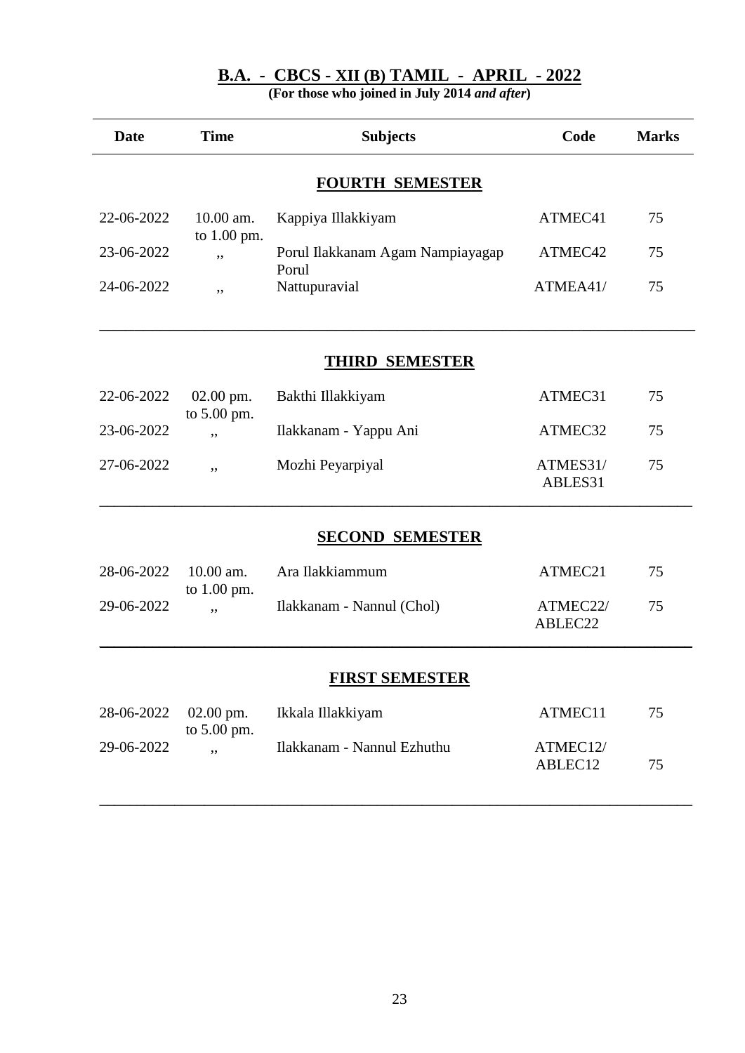## B.A. - CBCS - XII (B) TAMIL - APRIL - 2022

**(For those who joined in July 2014 *and after*)**

| Date | Time | Subjects | Code | Marks |
|---|---|---|---|---|
| | | **FOURTH SEMESTER** | | |
| 22-06-2022 | 10.00 am. to 1.00 pm. | Kappiya Illakkiyam | ATMEC41 | 75 |
| 23-06-2022 | ,, | Porul Ilakkanam Agam Nampiayagap Porul | ATMEC42 | 75 |
| 24-06-2022 | ,, | Nattupuravial | ATMEA41/ | 75 |
| | | **THIRD SEMESTER** | | |
| 22-06-2022 | 02.00 pm. to 5.00 pm. | Bakthi Illakkiyam | ATMEC31 | 75 |
| 23-06-2022 | ,, | Ilakkanam - Yappu Ani | ATMEC32 | 75 |
| 27-06-2022 | ,, | Mozhi Peyarpiyal | ATMES31/ ABLES31 | 75 |
| | | **SECOND SEMESTER** | | |
| 28-06-2022 | 10.00 am. to 1.00 pm. | Ara Ilakkiammum | ATMEC21 | 75 |
| 29-06-2022 | ,, | Ilakkanam - Nannul (Chol) | ATMEC22/ ABLEC22 | 75 |
| | | **FIRST SEMESTER** | | |
| 28-06-2022 | 02.00 pm. to 5.00 pm. | Ikkala Illakkiyam | ATMEC11 | 75 |
| 29-06-2022 | ,, | Ilakkanam - Nannul Ezhuthu | ATMEC12/ ABLEC12 | 75 |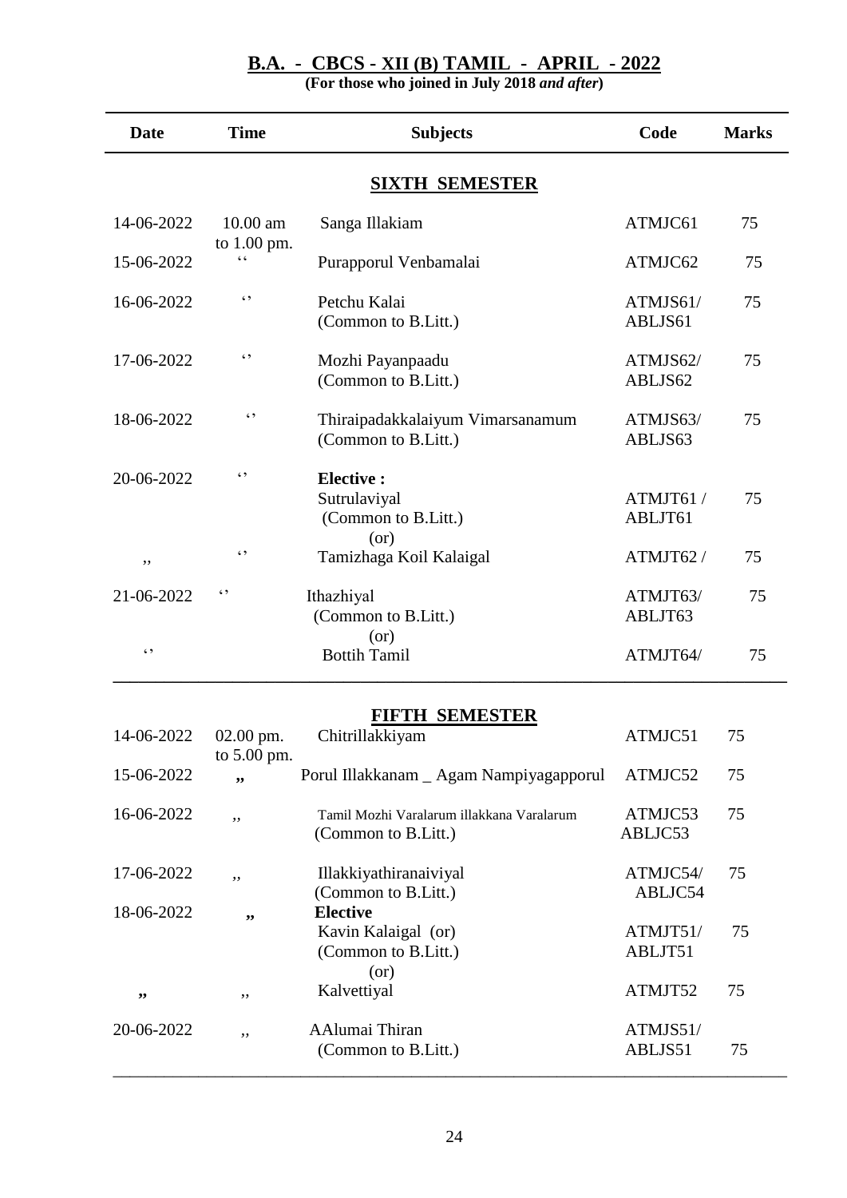## B.A. - CBCS - XII (B) TAMIL - APRIL - 2022

**(For those who joined in July 2018 *and after*)**

| Date | Time | Subjects | Code | Marks |
|---|---|---|---|---|
| | | **SIXTH SEMESTER** | | |
| 14-06-2022 | 10.00 am to 1.00 pm. | Sanga Illakiam | ATMJC61 | 75 |
| 15-06-2022 | ‘‘ | Purapporul Venbamalai | ATMJC62 | 75 |
| 16-06-2022 | ‘’ | Petchu Kalai (Common to B.Litt.) | ATMJS61/ ABLJS61 | 75 |
| 17-06-2022 | ‘’ | Mozhi Payanpaadu (Common to B.Litt.) | ATMJS62/ ABLJS62 | 75 |
| 18-06-2022 | ‘’ | Thiraipadakkalaiyum Vimarsanamum (Common to B.Litt.) | ATMJS63/ ABLJS63 | 75 |
| 20-06-2022 | ‘’ | **Elective :** Sutrulaviyal (Common to B.Litt.) (or) | ATMJT61 / ABLJT61 | 75 |
| ,, | ‘’ | Tamizhaga Koil Kalaigal | ATMJT62 / | 75 |
| 21-06-2022 | ‘’ | Ithazhiyal (Common to B.Litt.) (or) | ATMJT63/ ABLJT63 | 75 |
| ‘’ | | Bottih Tamil | ATMJT64/ | 75 |
| | | **FIFTH SEMESTER** | | |
| 14-06-2022 | 02.00 pm. to 5.00 pm. | Chitrillakkiyam | ATMJC51 | 75 |
| 15-06-2022 | ,, | Porul Illakkanam _ Agam Nampiyagapporul | ATMJC52 | 75 |
| 16-06-2022 | ,, | Tamil Mozhi Varalarum illakkana Varalarum (Common to B.Litt.) | ATMJC53 ABLJC53 | 75 |
| 17-06-2022 | ,, | Illakkiyathiranaiviyal (Common to B.Litt.) | ATMJC54/ ABLJC54 | 75 |
| 18-06-2022 | ,, | **Elective** Kavin Kalaigal (or) (Common to B.Litt.) (or) | ATMJT51/ ABLJT51 | 75 |
| ,, | ,, | Kalvettiyal | ATMJT52 | 75 |
| 20-06-2022 | ,, | AAlumai Thiran (Common to B.Litt.) | ATMJS51/ ABLJS51 | 75 |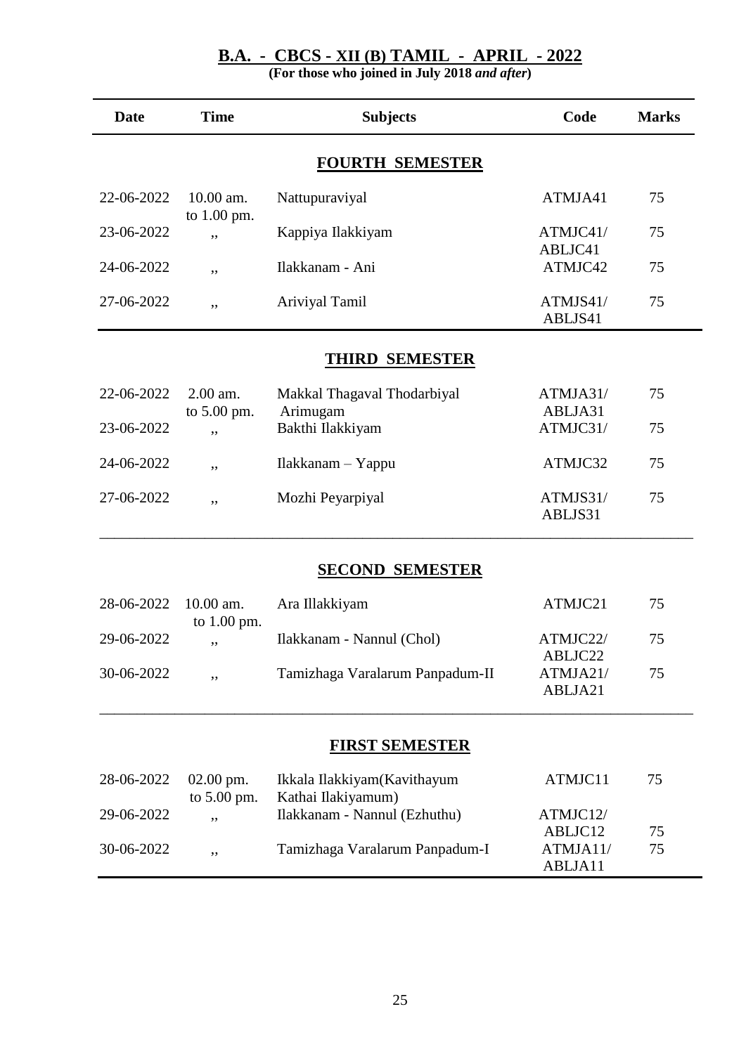## B.A. - CBCS - XII (B) TAMIL - APRIL - 2022

**(For those who joined in July 2018 *and after*)**

| Date | Time | Subjects | Code | Marks |
|---|---|---|---|---|
| | | **FOURTH SEMESTER** | | |
| 22-06-2022 | 10.00 am. to 1.00 pm. | Nattupuraviyal | ATMJA41 | 75 |
| 23-06-2022 | ,, | Kappiya Ilakkiyam | ATMJC41/ ABLJC41 | 75 |
| 24-06-2022 | ,, | Ilakkanam - Ani | ATMJC42 | 75 |
| 27-06-2022 | ,, | Ariviyal Tamil | ATMJS41/ ABLJS41 | 75 |
| | | **THIRD SEMESTER** | | |
| 22-06-2022 | 2.00 am. to 5.00 pm. | Makkal Thagaval Thodarbiyal Arimugam | ATMJA31/ ABLJA31 | 75 |
| 23-06-2022 | ,, | Bakthi Ilakkiyam | ATMJC31/ | 75 |
| 24-06-2022 | ,, | Ilakkanam – Yappu | ATMJC32 | 75 |
| 27-06-2022 | ,, | Mozhi Peyarpiyal | ATMJS31/ ABLJS31 | 75 |
| | | **SECOND SEMESTER** | | |
| 28-06-2022 | 10.00 am. to 1.00 pm. | Ara Illakkiyam | ATMJC21 | 75 |
| 29-06-2022 | ,, | Ilakkanam - Nannul (Chol) | ATMJC22/ ABLJC22 | 75 |
| 30-06-2022 | ,, | Tamizhaga Varalarum Panpadum-II | ATMJA21/ ABLJA21 | 75 |
| | | **FIRST SEMESTER** | | |
| 28-06-2022 | 02.00 pm. to 5.00 pm. | Ikkala Ilakkiyam(Kavithayum Kathai Ilakiyamum) | ATMJC11 | 75 |
| 29-06-2022 | ,, | Ilakkanam - Nannul (Ezhuthu) | ATMJC12/ ABLJC12 | 75 |
| 30-06-2022 | ,, | Tamizhaga Varalarum Panpadum-I | ATMJA11/ ABLJA11 | 75 |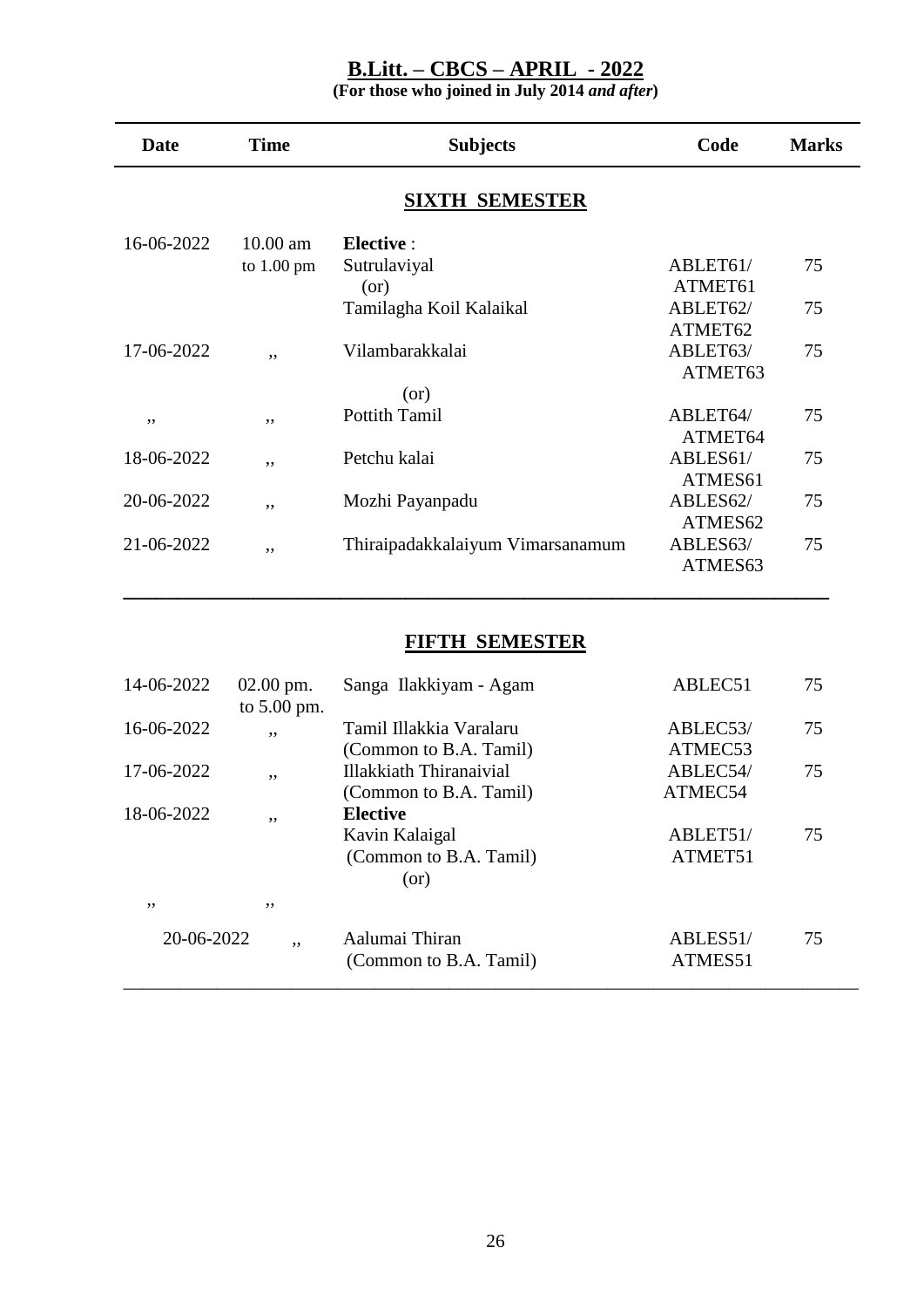# B.Litt. – CBCS – APRIL - 2022

**(For those who joined in July 2014 *and after*)**

| Date | Time | Subjects | Code | Marks |
|---|---|---|---|---|
| | | **SIXTH SEMESTER** | | |
| 16-06-2022 | 10.00 am to 1.00 pm | **Elective** : Sutrulaviyal | ABLET61/ ATMET61 | 75 |
| | | (or) | | |
| | | Tamilagha Koil Kalaikal | ABLET62/ ATMET62 | 75 |
| 17-06-2022 | ,, | Vilambarakkalai | ABLET63/ ATMET63 | 75 |
| | | (or) | | |
| ,, | ,, | Pottith Tamil | ABLET64/ ATMET64 | 75 |
| 18-06-2022 | ,, | Petchu kalai | ABLES61/ ATMES61 | 75 |
| 20-06-2022 | ,, | Mozhi Payanpadu | ABLES62/ ATMES62 | 75 |
| 21-06-2022 | ,, | Thiraipadakkalaiyum Vimarsanamum | ABLES63/ ATMES63 | 75 |
| | | **FIFTH SEMESTER** | | |
| 14-06-2022 | 02.00 pm. to 5.00 pm. | Sanga Ilakkiyam - Agam | ABLEC51 | 75 |
| 16-06-2022 | ,, | Tamil Illakkia Varalaru (Common to B.A. Tamil) | ABLEC53/ ATMEC53 | 75 |
| 17-06-2022 | ,, | Illakkiath Thiranaivial (Common to B.A. Tamil) | ABLEC54/ ATMEC54 | 75 |
| 18-06-2022 | ,, | **Elective** Kavin Kalaigal (Common to B.A. Tamil) | ABLET51/ ATMET51 | 75 |
| | | (or) | | |
| ,, | ,, | | | |
| 20-06-2022 | ,, | Aalumai Thiran (Common to B.A. Tamil) | ABLES51/ ATMES51 | 75 |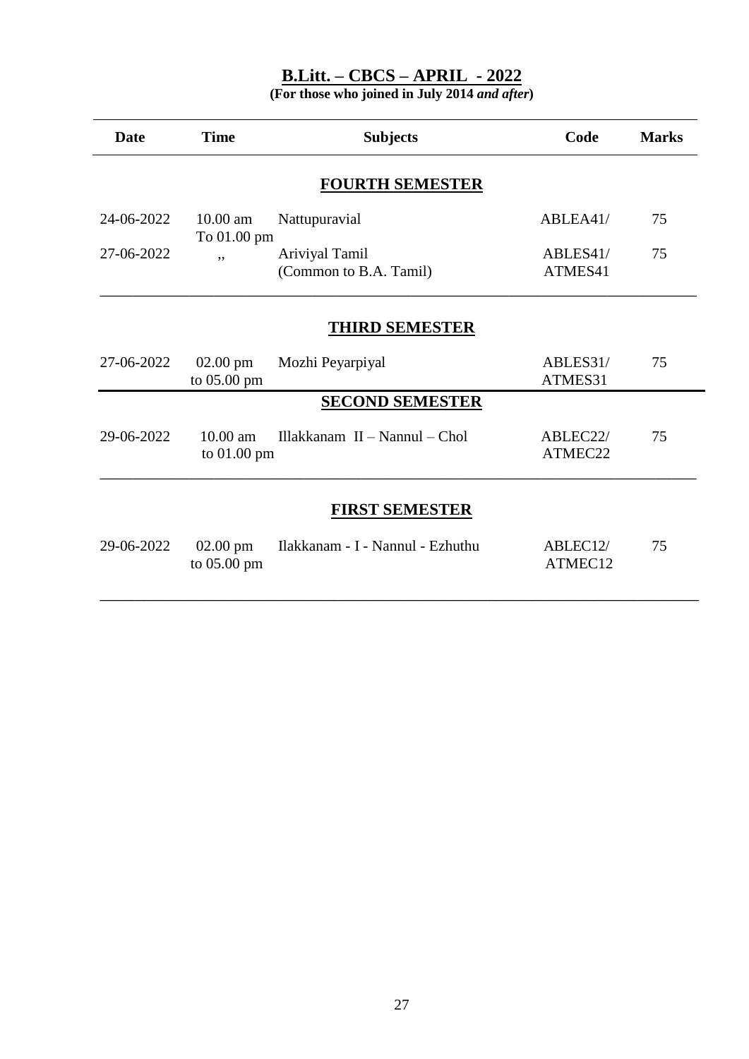## B.Litt. – CBCS – APRIL - 2022

**(For those who joined in July 2014 *and after*)**

| Date | Time | Subjects | Code | Marks |
|---|---|---|---|---|
| | | **FOURTH SEMESTER** | | |
| 24-06-2022 | 10.00 am To 01.00 pm | Nattupuravial | ABLEA41/ | 75 |
| 27-06-2022 | ,, | Ariviyal Tamil (Common to B.A. Tamil) | ABLES41/ ATMES41 | 75 |
| | | **THIRD SEMESTER** | | |
| 27-06-2022 | 02.00 pm to 05.00 pm | Mozhi Peyarpiyal | ABLES31/ ATMES31 | 75 |
| | | **SECOND SEMESTER** | | |
| 29-06-2022 | 10.00 am to 01.00 pm | Illakkanam II – Nannul – Chol | ABLEC22/ ATMEC22 | 75 |
| | | **FIRST SEMESTER** | | |
| 29-06-2022 | 02.00 pm to 05.00 pm | Ilakkanam - I - Nannul - Ezhuthu | ABLEC12/ ATMEC12 | 75 |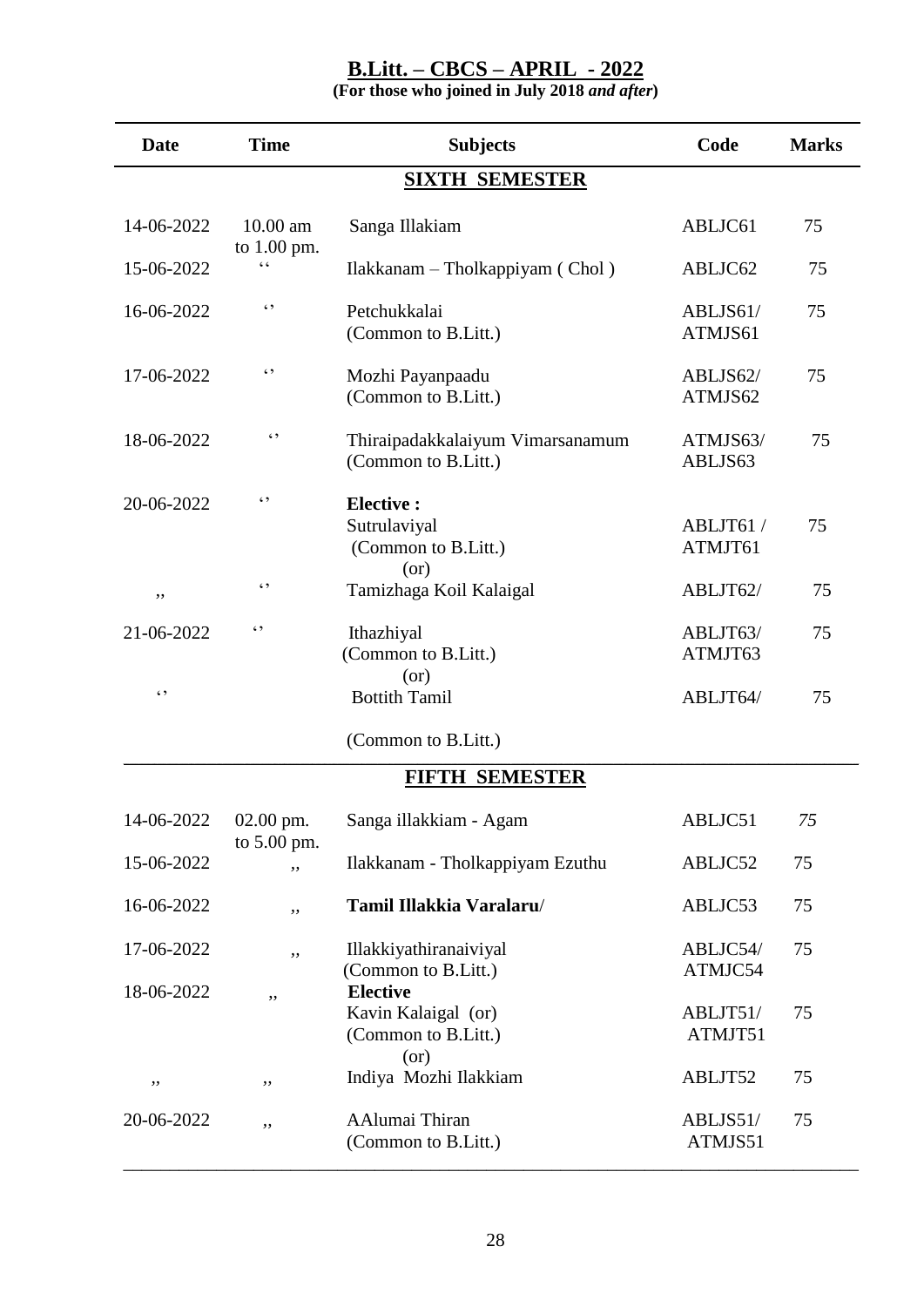# B.Litt. – CBCS – APRIL - 2022

**(For those who joined in July 2018 *and after*)**

| Date | Time | Subjects | Code | Marks |
|---|---|---|---|---|
| | | **SIXTH SEMESTER** | | |
| 14-06-2022 | 10.00 am to 1.00 pm. | Sanga Illakiam | ABLJC61 | 75 |
| 15-06-2022 | ‘‘ | Ilakkanam – Tholkappiyam ( Chol ) | ABLJC62 | 75 |
| 16-06-2022 | ‘’ | Petchukkalai (Common to B.Litt.) | ABLJS61/ ATMJS61 | 75 |
| 17-06-2022 | ‘’ | Mozhi Payanpaadu (Common to B.Litt.) | ABLJS62/ ATMJS62 | 75 |
| 18-06-2022 | ‘’ | Thiraipadakkalaiyum Vimarsanamum (Common to B.Litt.) | ATMJS63/ ABLJS63 | 75 |
| 20-06-2022 | ‘’ | **Elective :** Sutrulaviyal (Common to B.Litt.) (or) | ABLJT61 / ATMJT61 | 75 |
| ,, | ‘’ | Tamizhaga Koil Kalaigal | ABLJT62/ | 75 |
| 21-06-2022 | ‘’ | Ithazhiyal (Common to B.Litt.) (or) | ABLJT63/ ATMJT63 | 75 |
| ‘’ | | Bottith Tamil (Common to B.Litt.) | ABLJT64/ | 75 |
| | | **FIFTH SEMESTER** | | |
| 14-06-2022 | 02.00 pm. to 5.00 pm. | Sanga illakkiam - Agam | ABLJC51 | *75* |
| 15-06-2022 | ,, | Ilakkanam - Tholkappiyam Ezuthu | ABLJC52 | 75 |
| 16-06-2022 | ,, | **Tamil Illakkia Varalaru**/ | ABLJC53 | 75 |
| 17-06-2022 | ,, | Illakkiyathiranaiviyal (Common to B.Litt.) | ABLJC54/ ATMJC54 | 75 |
| 18-06-2022 | ,, | **Elective** Kavin Kalaigal (or) (Common to B.Litt.) (or) | ABLJT51/ ATMJT51 | 75 |
| ,, | ,, | Indiya Mozhi Ilakkiam | ABLJT52 | 75 |
| 20-06-2022 | ,, | AAlumai Thiran (Common to B.Litt.) | ABLJS51/ ATMJS51 | 75 |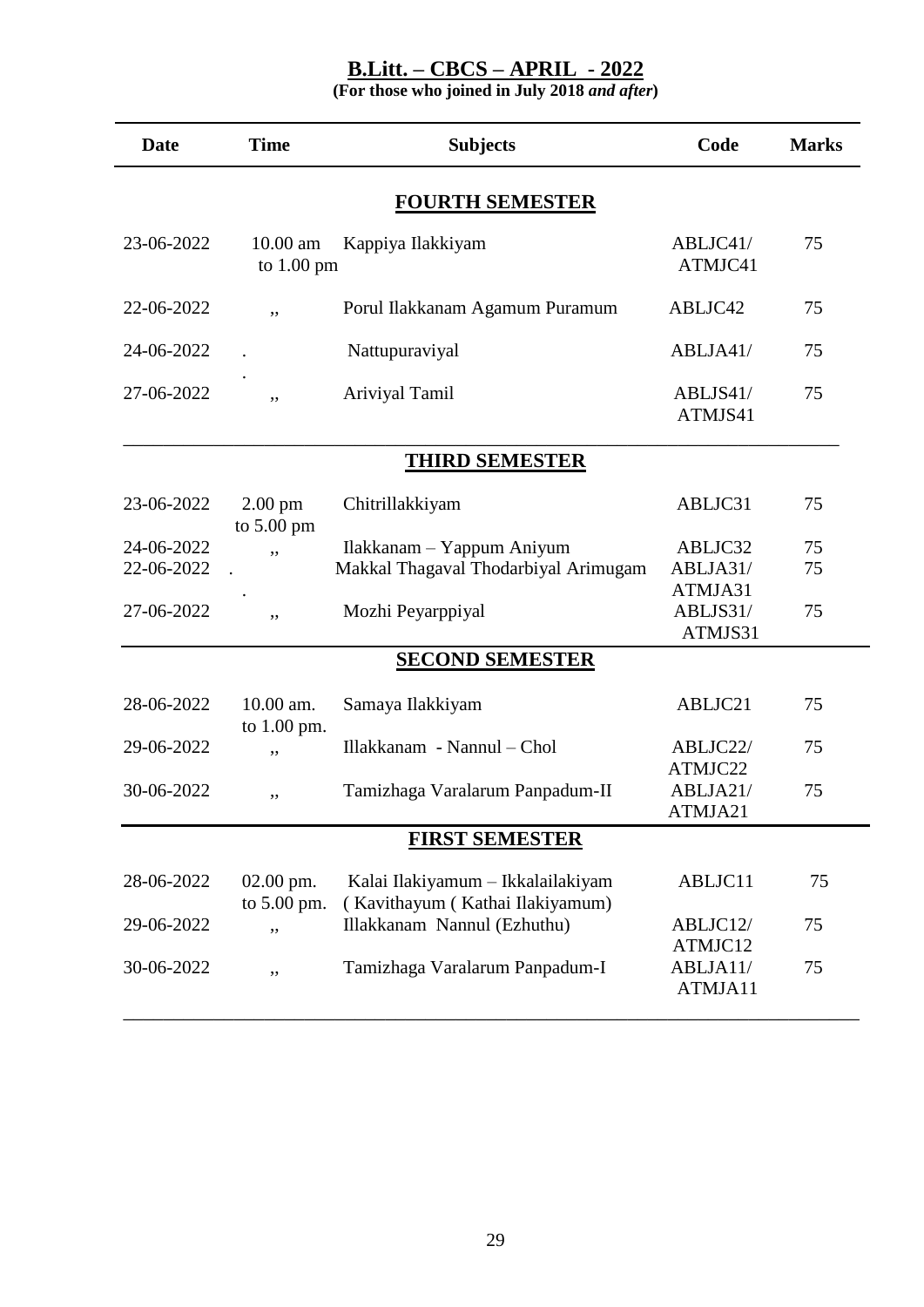## B.Litt. – CBCS – APRIL - 2022

**(For those who joined in July 2018 *and after*)**

| Date | Time | Subjects | Code | Marks |
|---|---|---|---|---|
| | | **FOURTH SEMESTER** | | |
| 23-06-2022 | 10.00 am to 1.00 pm | Kappiya Ilakkiyam | ABLJC41/ ATMJC41 | 75 |
| 22-06-2022 | ,, | Porul Ilakkanam Agamum Puramum | ABLJC42 | 75 |
| 24-06-2022 | .. | Nattupuraviyal | ABLJA41/ | 75 |
| 27-06-2022 | ,, | Ariviyal Tamil | ABLJS41/ ATMJS41 | 75 |
| | | **THIRD SEMESTER** | | |
| 23-06-2022 | 2.00 pm to 5.00 pm | Chitrillakkiyam | ABLJC31 | 75 |
| 24-06-2022 | ,, | Ilakkanam – Yappum Aniyum | ABLJC32 | 75 |
| 22-06-2022 | .. | Makkal Thagaval Thodarbiyal Arimugam | ABLJA31/ ATMJA31 | 75 |
| 27-06-2022 | ,, | Mozhi Peyarppiyal | ABLJS31/ ATMJS31 | 75 |
| | | **SECOND SEMESTER** | | |
| 28-06-2022 | 10.00 am. to 1.00 pm. | Samaya Ilakkiyam | ABLJC21 | 75 |
| 29-06-2022 | ,, | Illakkanam - Nannul – Chol | ABLJC22/ ATMJC22 | 75 |
| 30-06-2022 | ,, | Tamizhaga Varalarum Panpadum-II | ABLJA21/ ATMJA21 | 75 |
| | | **FIRST SEMESTER** | | |
| 28-06-2022 | 02.00 pm. to 5.00 pm. | Kalai Ilakiyamum – Ikkalailakiyam ( Kavithayum ( Kathai Ilakiyamum) | ABLJC11 | 75 |
| 29-06-2022 | ,, | Illakkanam Nannul (Ezhuthu) | ABLJC12/ ATMJC12 | 75 |
| 30-06-2022 | ,, | Tamizhaga Varalarum Panpadum-I | ABLJA11/ ATMJA11 | 75 |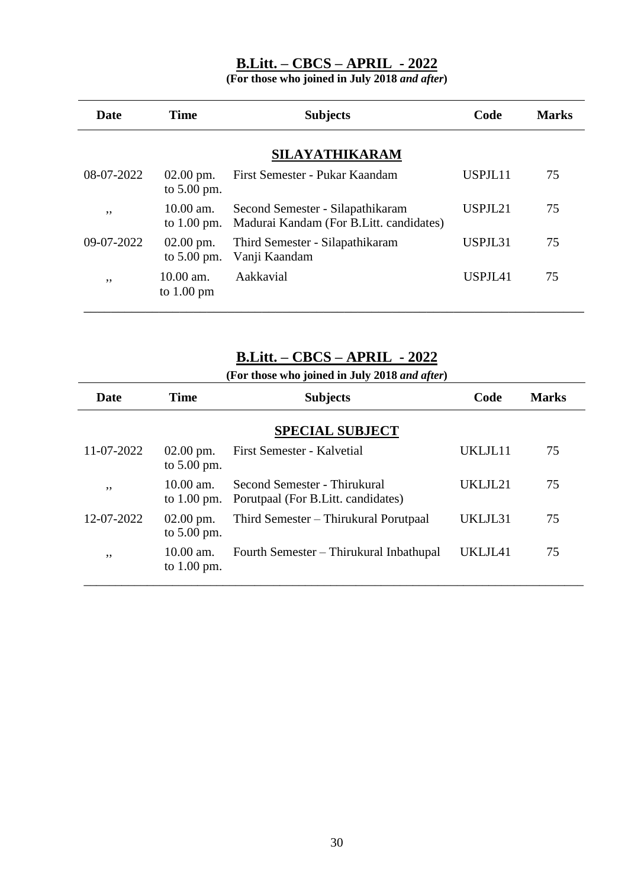## B.Litt. – CBCS – APRIL - 2022

**(For those who joined in July 2018 *and after*)**

| Date | Time | Subjects | Code | Marks |
|---|---|---|---|---|
| | | **SILAYATHIKARAM** | | |
| 08-07-2022 | 02.00 pm. to 5.00 pm. | First Semester - Pukar Kaandam | USPJL11 | 75 |
| ,, | 10.00 am. to 1.00 pm. | Second Semester - Silapathikaram Madurai Kandam (For B.Litt. candidates) | USPJL21 | 75 |
| 09-07-2022 | 02.00 pm. to 5.00 pm. | Third Semester - Silapathikaram Vanji Kaandam | USPJL31 | 75 |
| ,, | 10.00 am. to 1.00 pm | Aakkavial | USPJL41 | 75 |

## B.Litt. – CBCS – APRIL - 2022

**(For those who joined in July 2018 *and after*)**

| Date | Time | Subjects | Code | Marks |
|---|---|---|---|---|
| | | **SPECIAL SUBJECT** | | |
| 11-07-2022 | 02.00 pm. to 5.00 pm. | First Semester - Kalvetial | UKLJL11 | 75 |
| ,, | 10.00 am. to 1.00 pm. | Second Semester - Thirukural Porutpaal (For B.Litt. candidates) | UKLJL21 | 75 |
| 12-07-2022 | 02.00 pm. to 5.00 pm. | Third Semester – Thirukural Porutpaal | UKLJL31 | 75 |
| ,, | 10.00 am. to 1.00 pm. | Fourth Semester – Thirukural Inbathupal | UKLJL41 | 75 |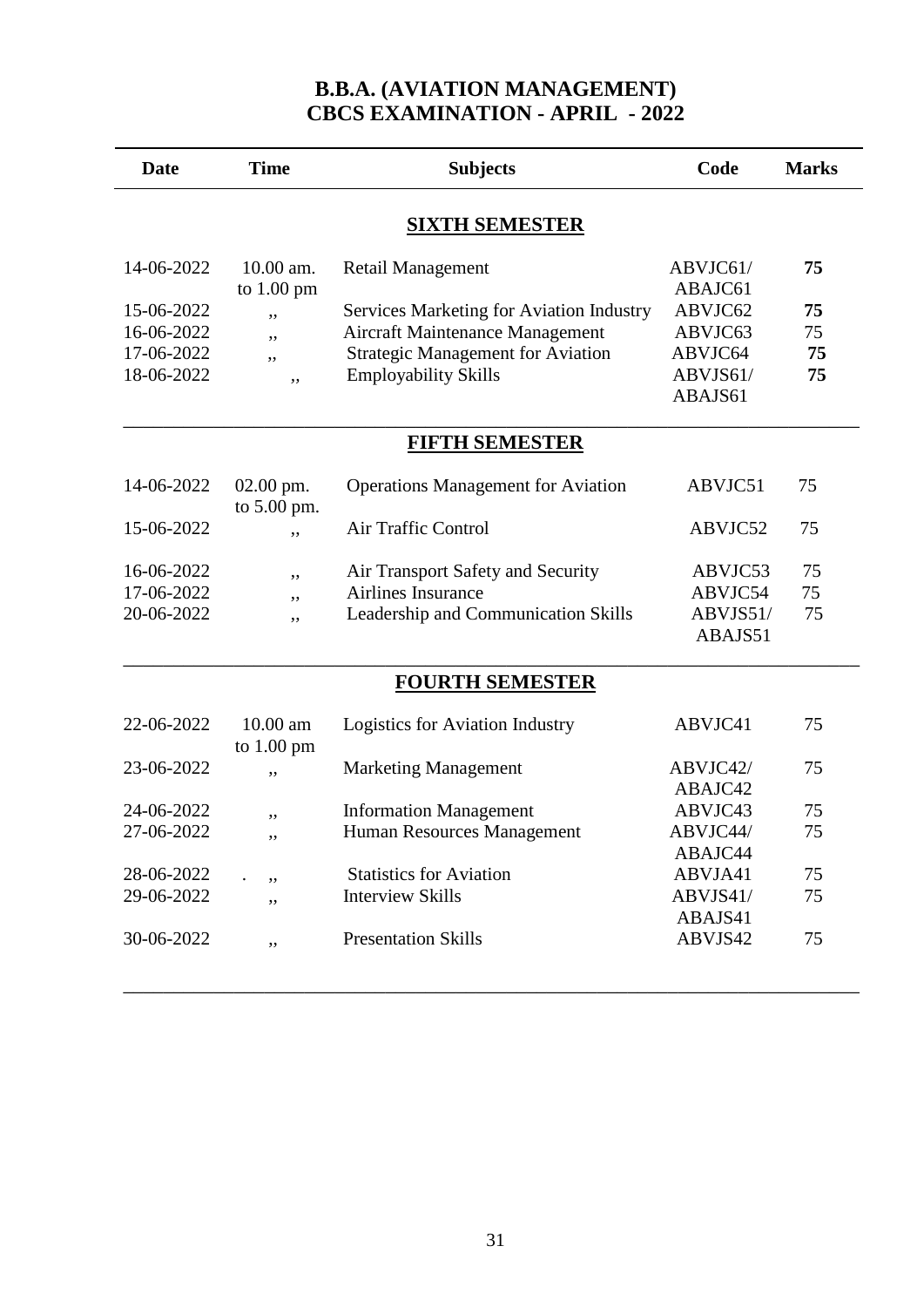## B.B.A. (AVIATION MANAGEMENT)
## CBCS EXAMINATION - APRIL - 2022

| Date | Time | Subjects | Code | Marks |
|---|---|---|---|---|
| | | **SIXTH SEMESTER** | | |
| 14-06-2022 | 10.00 am. to 1.00 pm | Retail Management | ABVJC61/ ABAJC61 | **75** |
| 15-06-2022 | ,, | Services Marketing for Aviation Industry | ABVJC62 | **75** |
| 16-06-2022 | ,, | Aircraft Maintenance Management | ABVJC63 | 75 |
| 17-06-2022 | ,, | Strategic Management for Aviation | ABVJC64 | **75** |
| 18-06-2022 | ,, | Employability Skills | ABVJS61/ ABAJS61 | **75** |
| | | **FIFTH SEMESTER** | | |
| 14-06-2022 | 02.00 pm. to 5.00 pm. | Operations Management for Aviation | ABVJC51 | 75 |
| 15-06-2022 | ,, | Air Traffic Control | ABVJC52 | 75 |
| 16-06-2022 | ,, | Air Transport Safety and Security | ABVJC53 | 75 |
| 17-06-2022 | ,, | Airlines Insurance | ABVJC54 | 75 |
| 20-06-2022 | ,, | Leadership and Communication Skills | ABVJS51/ ABAJS51 | 75 |
| | | **FOURTH SEMESTER** | | |
| 22-06-2022 | 10.00 am to 1.00 pm | Logistics for Aviation Industry | ABVJC41 | 75 |
| 23-06-2022 | ,, | Marketing Management | ABVJC42/ ABAJC42 | 75 |
| 24-06-2022 | ,, | Information Management | ABVJC43 | 75 |
| 27-06-2022 | ,, | Human Resources Management | ABVJC44/ ABAJC44 | 75 |
| 28-06-2022 | . ,, | Statistics for Aviation | ABVJA41 | 75 |
| 29-06-2022 | ,, | Interview Skills | ABVJS41/ ABAJS41 | 75 |
| 30-06-2022 | ,, | Presentation Skills | ABVJS42 | 75 |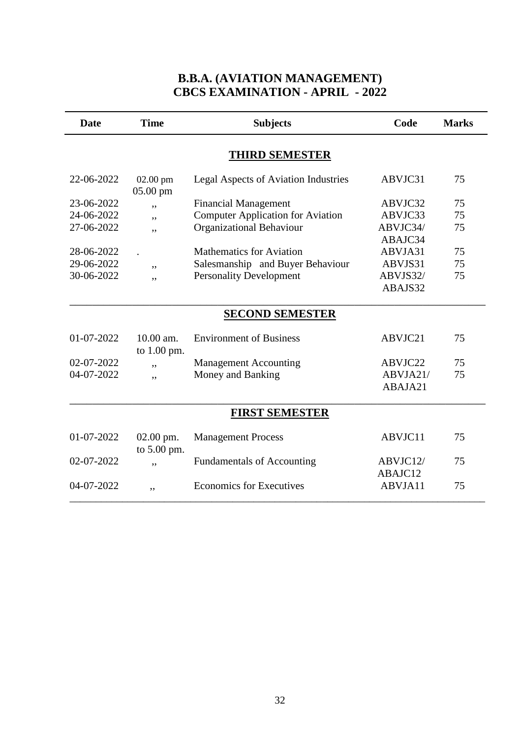## B.B.A. (AVIATION MANAGEMENT)
## CBCS EXAMINATION - APRIL - 2022

| Date | Time | Subjects | Code | Marks |
|---|---|---|---|---|
| | | **THIRD SEMESTER** | | |
| 22-06-2022 | 02.00 pm 05.00 pm | Legal Aspects of Aviation Industries | ABVJC31 | 75 |
| 23-06-2022 | ,, | Financial Management | ABVJC32 | 75 |
| 24-06-2022 | ,, | Computer Application for Aviation | ABVJC33 | 75 |
| 27-06-2022 | ,, | Organizational Behaviour | ABVJC34/ ABAJC34 | 75 |
| 28-06-2022 | . | Mathematics for Aviation | ABVJA31 | 75 |
| 29-06-2022 | ,, | Salesmanship and Buyer Behaviour | ABVJS31 | 75 |
| 30-06-2022 | ,, | Personality Development | ABVJS32/ ABAJS32 | 75 |
| | | **SECOND SEMESTER** | | |
| 01-07-2022 | 10.00 am. to 1.00 pm. | Environment of Business | ABVJC21 | 75 |
| 02-07-2022 | ,, | Management Accounting | ABVJC22 | 75 |
| 04-07-2022 | ,, | Money and Banking | ABVJA21/ ABAJA21 | 75 |
| | | **FIRST SEMESTER** | | |
| 01-07-2022 | 02.00 pm. to 5.00 pm. | Management Process | ABVJC11 | 75 |
| 02-07-2022 | ,, | Fundamentals of Accounting | ABVJC12/ ABAJC12 | 75 |
| 04-07-2022 | ,, | Economics for Executives | ABVJA11 | 75 |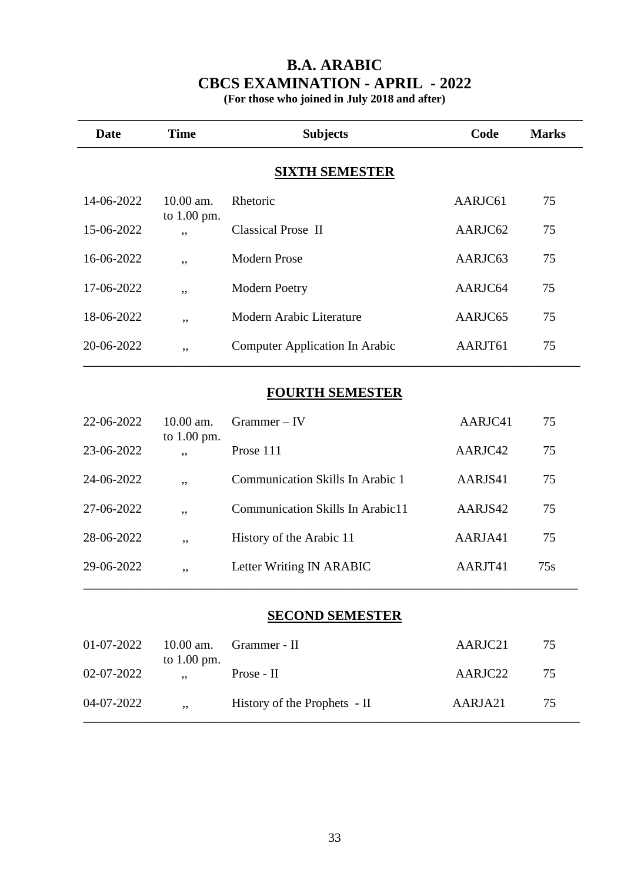# B.A. ARABIC
## CBCS EXAMINATION - APRIL - 2022
**(For those who joined in July 2018 and after)**

| Date | Time | Subjects | Code | Marks |
|---|---|---|---|---|
| | | **SIXTH SEMESTER** | | |
| 14-06-2022 | 10.00 am. to 1.00 pm. | Rhetoric | AARJC61 | 75 |
| 15-06-2022 | ,, | Classical Prose II | AARJC62 | 75 |
| 16-06-2022 | ,, | Modern Prose | AARJC63 | 75 |
| 17-06-2022 | ,, | Modern Poetry | AARJC64 | 75 |
| 18-06-2022 | ,, | Modern Arabic Literature | AARJC65 | 75 |
| 20-06-2022 | ,, | Computer Application In Arabic | AARJT61 | 75 |
| | | **FOURTH SEMESTER** | | |
| 22-06-2022 | 10.00 am. to 1.00 pm. | Grammer – IV | AARJC41 | 75 |
| 23-06-2022 | ,, | Prose 111 | AARJC42 | 75 |
| 24-06-2022 | ,, | Communication Skills In Arabic 1 | AARJS41 | 75 |
| 27-06-2022 | ,, | Communication Skills In Arabic11 | AARJS42 | 75 |
| 28-06-2022 | ,, | History of the Arabic 11 | AARJA41 | 75 |
| 29-06-2022 | ,, | Letter Writing IN ARABIC | AARJT41 | 75s |
| | | **SECOND SEMESTER** | | |
| 01-07-2022 | 10.00 am. to 1.00 pm. | Grammer - II | AARJC21 | 75 |
| 02-07-2022 | ,, | Prose - II | AARJC22 | 75 |
| 04-07-2022 | ,, | History of the Prophets - II | AARJA21 | 75 |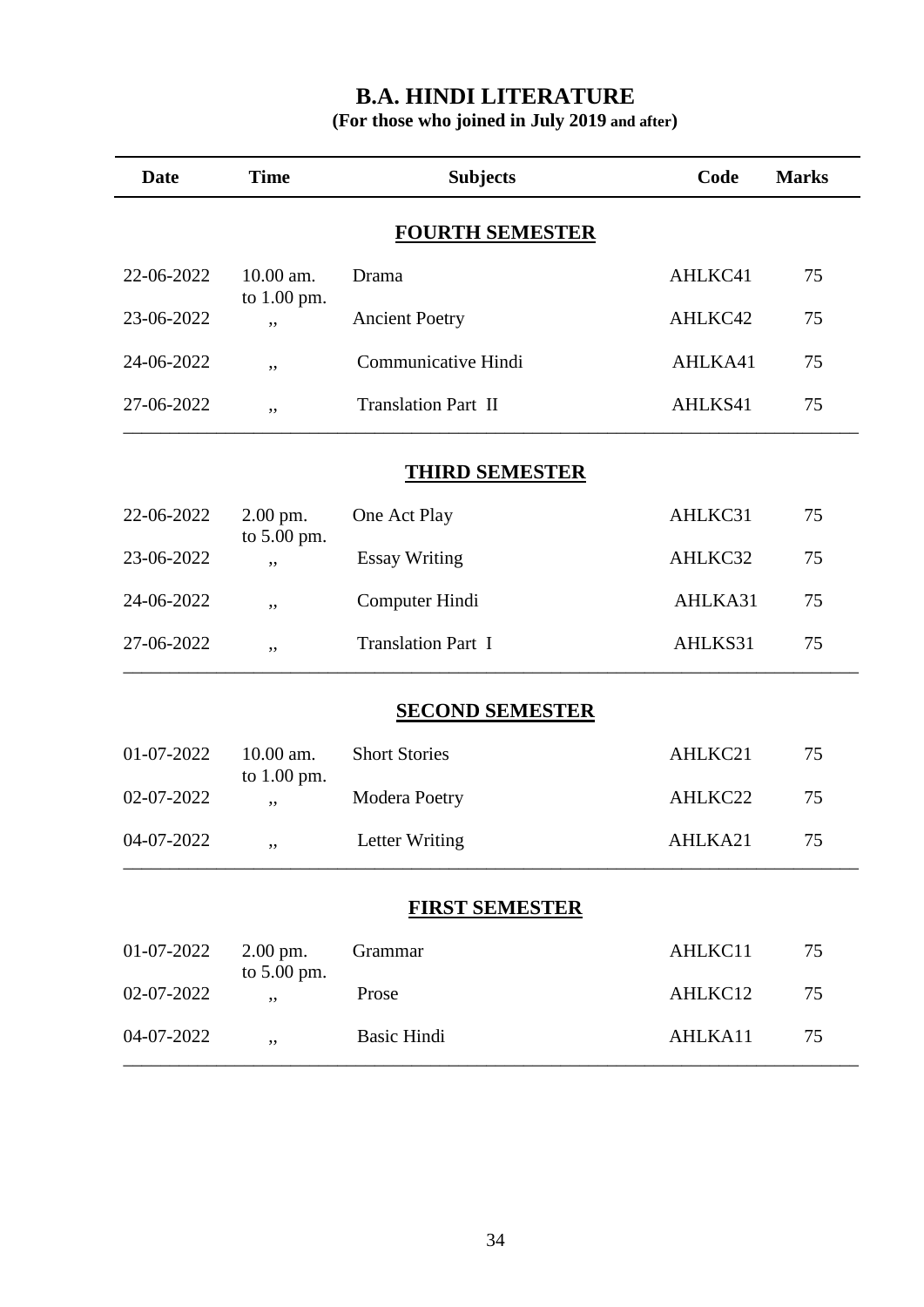# B.A. HINDI LITERATURE

**(For those who joined in July 2019 and after)**

| Date | Time | Subjects | Code | Marks |
|---|---|---|---|---|
| | | **FOURTH SEMESTER** | | |
| 22-06-2022 | 10.00 am. to 1.00 pm. | Drama | AHLKC41 | 75 |
| 23-06-2022 | ,, | Ancient Poetry | AHLKC42 | 75 |
| 24-06-2022 | ,, | Communicative Hindi | AHLKA41 | 75 |
| 27-06-2022 | ,, | Translation Part II | AHLKS41 | 75 |
| | | **THIRD SEMESTER** | | |
| 22-06-2022 | 2.00 pm. to 5.00 pm. | One Act Play | AHLKC31 | 75 |
| 23-06-2022 | ,, | Essay Writing | AHLKC32 | 75 |
| 24-06-2022 | ,, | Computer Hindi | AHLKA31 | 75 |
| 27-06-2022 | ,, | Translation Part I | AHLKS31 | 75 |
| | | **SECOND SEMESTER** | | |
| 01-07-2022 | 10.00 am. to 1.00 pm. | Short Stories | AHLKC21 | 75 |
| 02-07-2022 | ,, | Modera Poetry | AHLKC22 | 75 |
| 04-07-2022 | ,, | Letter Writing | AHLKA21 | 75 |
| | | **FIRST SEMESTER** | | |
| 01-07-2022 | 2.00 pm. to 5.00 pm. | Grammar | AHLKC11 | 75 |
| 02-07-2022 | ,, | Prose | AHLKC12 | 75 |
| 04-07-2022 | ,, | Basic Hindi | AHLKA11 | 75 |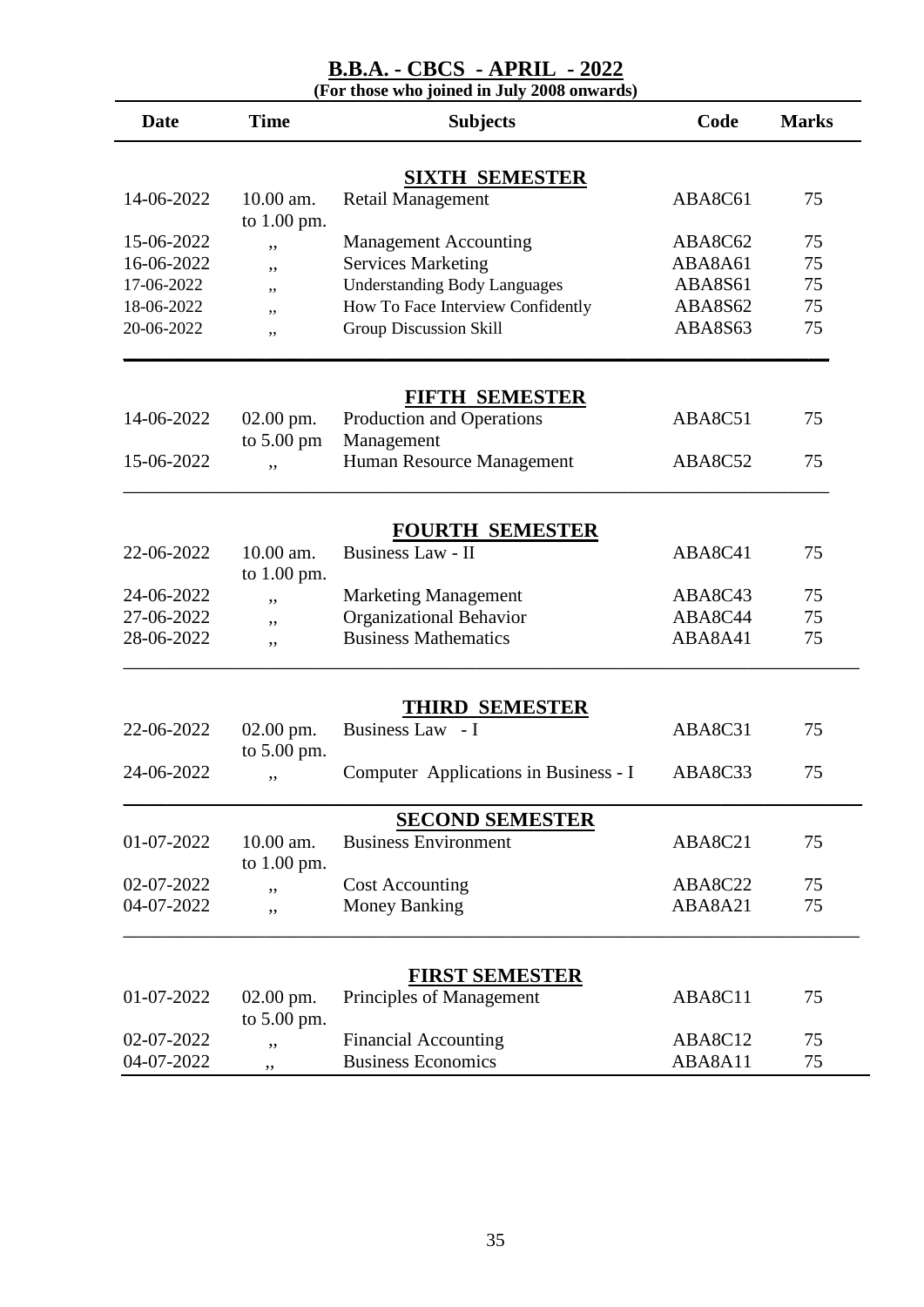# B.B.A. - CBCS - APRIL - 2022

**(For those who joined in July 2008 onwards)**

| Date | Time | Subjects | Code | Marks |
|---|---|---|---|---|
| | | **SIXTH SEMESTER** | | |
| 14-06-2022 | 10.00 am. to 1.00 pm. | Retail Management | ABA8C61 | 75 |
| 15-06-2022 | ,, | Management Accounting | ABA8C62 | 75 |
| 16-06-2022 | ,, | Services Marketing | ABA8A61 | 75 |
| 17-06-2022 | ,, | Understanding Body Languages | ABA8S61 | 75 |
| 18-06-2022 | ,, | How To Face Interview Confidently | ABA8S62 | 75 |
| 20-06-2022 | ,, | Group Discussion Skill | ABA8S63 | 75 |
| | | **FIFTH SEMESTER** | | |
| 14-06-2022 | 02.00 pm. to 5.00 pm | Production and Operations Management | ABA8C51 | 75 |
| 15-06-2022 | ,, | Human Resource Management | ABA8C52 | 75 |
| | | **FOURTH SEMESTER** | | |
| 22-06-2022 | 10.00 am. to 1.00 pm. | Business Law - II | ABA8C41 | 75 |
| 24-06-2022 | ,, | Marketing Management | ABA8C43 | 75 |
| 27-06-2022 | ,, | Organizational Behavior | ABA8C44 | 75 |
| 28-06-2022 | ,, | Business Mathematics | ABA8A41 | 75 |
| | | **THIRD SEMESTER** | | |
| 22-06-2022 | 02.00 pm. to 5.00 pm. | Business Law - I | ABA8C31 | 75 |
| 24-06-2022 | ,, | Computer Applications in Business - I | ABA8C33 | 75 |
| | | **SECOND SEMESTER** | | |
| 01-07-2022 | 10.00 am. to 1.00 pm. | Business Environment | ABA8C21 | 75 |
| 02-07-2022 | ,, | Cost Accounting | ABA8C22 | 75 |
| 04-07-2022 | ,, | Money Banking | ABA8A21 | 75 |
| | | **FIRST SEMESTER** | | |
| 01-07-2022 | 02.00 pm. to 5.00 pm. | Principles of Management | ABA8C11 | 75 |
| 02-07-2022 | ,, | Financial Accounting | ABA8C12 | 75 |
| 04-07-2022 | ,, | Business Economics | ABA8A11 | 75 |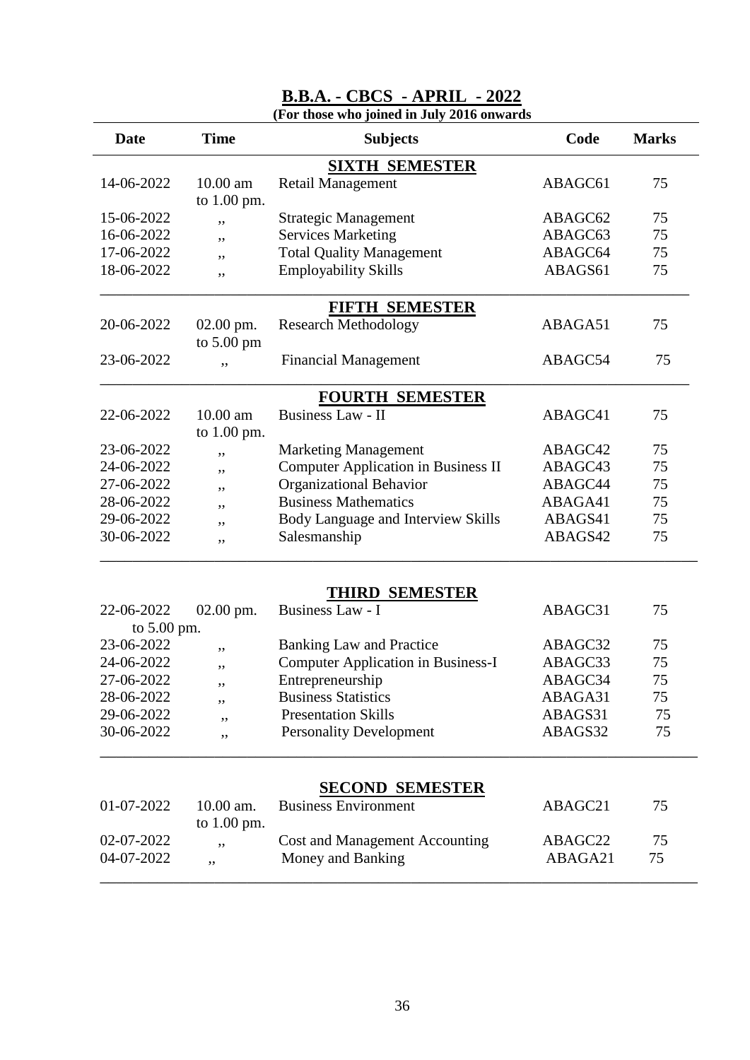## B.B.A. - CBCS - APRIL - 2022

**(For those who joined in July 2016 onwards**

| Date | Time | Subjects | Code | Marks |
|---|---|---|---|---|
| | | **SIXTH SEMESTER** | | |
| 14-06-2022 | 10.00 am to 1.00 pm. | Retail Management | ABAGC61 | 75 |
| 15-06-2022 | ,, | Strategic Management | ABAGC62 | 75 |
| 16-06-2022 | ,, | Services Marketing | ABAGC63 | 75 |
| 17-06-2022 | ,, | Total Quality Management | ABAGC64 | 75 |
| 18-06-2022 | ,, | Employability Skills | ABAGS61 | 75 |
| | | **FIFTH SEMESTER** | | |
| 20-06-2022 | 02.00 pm. to 5.00 pm | Research Methodology | ABAGA51 | 75 |
| 23-06-2022 | ,, | Financial Management | ABAGC54 | 75 |
| | | **FOURTH SEMESTER** | | |
| 22-06-2022 | 10.00 am to 1.00 pm. | Business Law - II | ABAGC41 | 75 |
| 23-06-2022 | ,, | Marketing Management | ABAGC42 | 75 |
| 24-06-2022 | ,, | Computer Application in Business II | ABAGC43 | 75 |
| 27-06-2022 | ,, | Organizational Behavior | ABAGC44 | 75 |
| 28-06-2022 | ,, | Business Mathematics | ABAGA41 | 75 |
| 29-06-2022 | ,, | Body Language and Interview Skills | ABAGS41 | 75 |
| 30-06-2022 | ,, | Salesmanship | ABAGS42 | 75 |
| | | **THIRD SEMESTER** | | |
| 22-06-2022 | 02.00 pm. to 5.00 pm. | Business Law - I | ABAGC31 | 75 |
| 23-06-2022 | ,, | Banking Law and Practice | ABAGC32 | 75 |
| 24-06-2022 | ,, | Computer Application in Business-I | ABAGC33 | 75 |
| 27-06-2022 | ,, | Entrepreneurship | ABAGC34 | 75 |
| 28-06-2022 | ,, | Business Statistics | ABAGA31 | 75 |
| 29-06-2022 | ,, | Presentation Skills | ABAGS31 | 75 |
| 30-06-2022 | ,, | Personality Development | ABAGS32 | 75 |
| | | **SECOND SEMESTER** | | |
| 01-07-2022 | 10.00 am. to 1.00 pm. | Business Environment | ABAGC21 | 75 |
| 02-07-2022 | ,, | Cost and Management Accounting | ABAGC22 | 75 |
| 04-07-2022 | ,, | Money and Banking | ABAGA21 | 75 |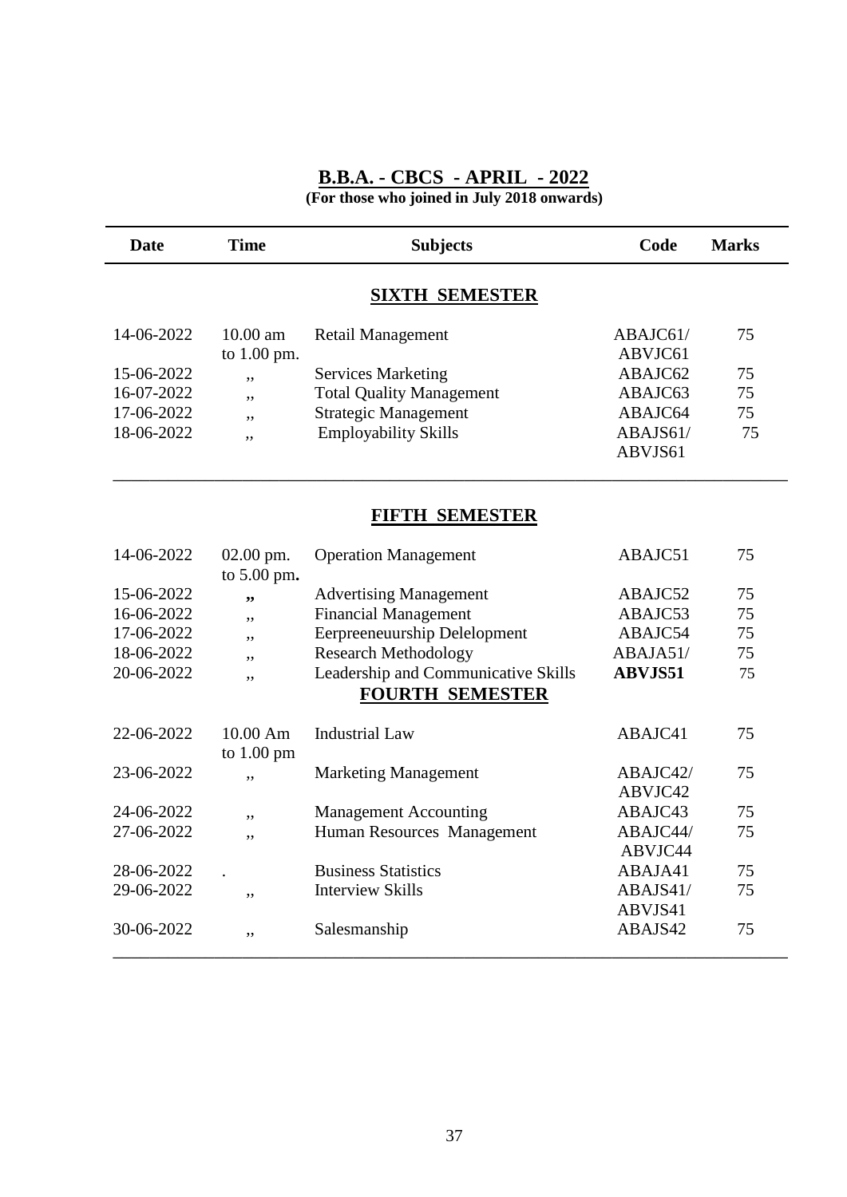# B.B.A. - CBCS - APRIL - 2022

**(For those who joined in July 2018 onwards)**

| Date | Time | Subjects | Code | Marks |
|---|---|---|---|---|
| | | **SIXTH SEMESTER** | | |
| 14-06-2022 | 10.00 am to 1.00 pm. | Retail Management | ABAJC61/ ABVJC61 | 75 |
| 15-06-2022 | ,, | Services Marketing | ABAJC62 | 75 |
| 16-07-2022 | ,, | Total Quality Management | ABAJC63 | 75 |
| 17-06-2022 | ,, | Strategic Management | ABAJC64 | 75 |
| 18-06-2022 | ,, | Employability Skills | ABAJS61/ ABVJS61 | 75 |
| | | **FIFTH SEMESTER** | | |
| 14-06-2022 | 02.00 pm. to 5.00 pm. | Operation Management | ABAJC51 | 75 |
| 15-06-2022 | ,, | Advertising Management | ABAJC52 | 75 |
| 16-06-2022 | ,, | Financial Management | ABAJC53 | 75 |
| 17-06-2022 | ,, | Eerpreeneuurship Delelopment | ABAJC54 | 75 |
| 18-06-2022 | ,, | Research Methodology | ABAJA51/ | 75 |
| 20-06-2022 | ,, | Leadership and Communicative Skills | **ABVJS51** | 75 |
| | | **FOURTH SEMESTER** | | |
| 22-06-2022 | 10.00 Am to 1.00 pm | Industrial Law | ABAJC41 | 75 |
| 23-06-2022 | ,, | Marketing Management | ABAJC42/ ABVJC42 | 75 |
| 24-06-2022 | ,, | Management Accounting | ABAJC43 | 75 |
| 27-06-2022 | ,, | Human Resources Management | ABAJC44/ ABVJC44 | 75 |
| 28-06-2022 | . | Business Statistics | ABAJA41 | 75 |
| 29-06-2022 | ,, | Interview Skills | ABAJS41/ ABVJS41 | 75 |
| 30-06-2022 | ,, | Salesmanship | ABAJS42 | 75 |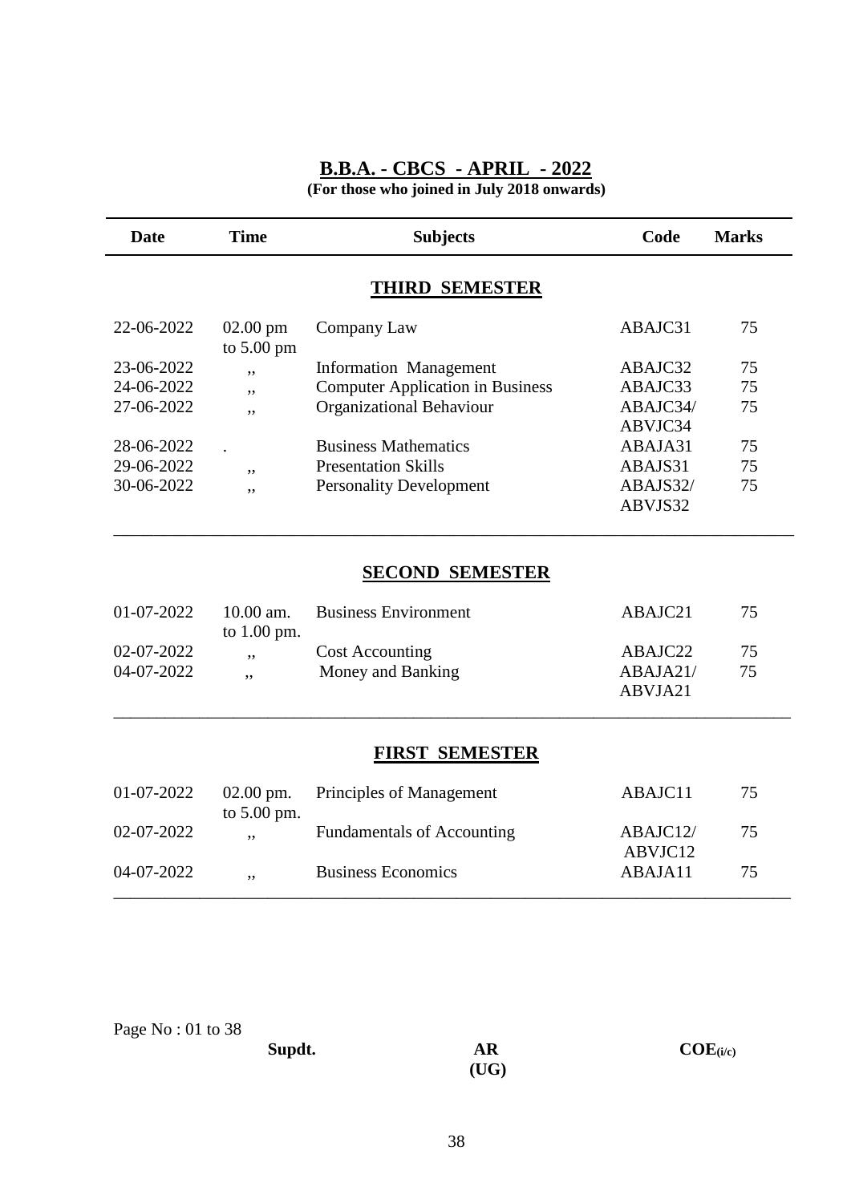## B.B.A. - CBCS - APRIL - 2022

**(For those who joined in July 2018 onwards)**

| Date | Time | Subjects | Code | Marks |
|---|---|---|---|---|
| | | **THIRD SEMESTER** | | |
| 22-06-2022 | 02.00 pm to 5.00 pm | Company Law | ABAJC31 | 75 |
| 23-06-2022 | ,, | Information Management | ABAJC32 | 75 |
| 24-06-2022 | ,, | Computer Application in Business | ABAJC33 | 75 |
| 27-06-2022 | ,, | Organizational Behaviour | ABAJC34/ ABVJC34 | 75 |
| 28-06-2022 | . | Business Mathematics | ABAJA31 | 75 |
| 29-06-2022 | ,, | Presentation Skills | ABAJS31 | 75 |
| 30-06-2022 | ,, | Personality Development | ABAJS32/ ABVJS32 | 75 |
| | | **SECOND SEMESTER** | | |
| 01-07-2022 | 10.00 am. to 1.00 pm. | Business Environment | ABAJC21 | 75 |
| 02-07-2022 | ,, | Cost Accounting | ABAJC22 | 75 |
| 04-07-2022 | ,, | Money and Banking | ABAJA21/ ABVJA21 | 75 |
| | | **FIRST SEMESTER** | | |
| 01-07-2022 | 02.00 pm. to 5.00 pm. | Principles of Management | ABAJC11 | 75 |
| 02-07-2022 | ,, | Fundamentals of Accounting | ABAJC12/ ABVJC12 | 75 |
| 04-07-2022 | ,, | Business Economics | ABAJA11 | 75 |

Page No : 01 to 38

**Supdt.** **AR (UG)** **COE(i/c)**